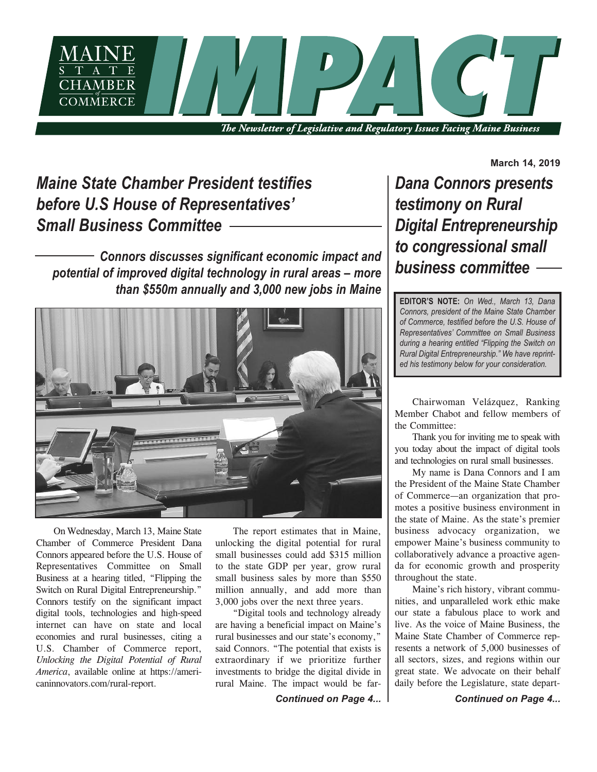# MAINE STATE CHAMBER of COMMERCE IMPACT

*The Newsletter of Legislative and Regulatory Issues Facing Maine Business*

**March 14, 2019**

## *Maine State Chamber President testifies before U.S House of Representatives' Small Business Committee*

### *Connors discusses significant economic impact and potential of improved digital technology in rural areas – more than $550m annually and 3,000 new jobs in Maine*

On Wednesday, March 13, Maine State Chamber of Commerce President Dana Connors appeared before the U.S. House of Representatives Committee on Small Business at a hearing titled, "Flipping the Switch on Rural Digital Entrepreneurship." Connors testify on the significant impact digital tools, technologies and high-speed internet can have on state and local economies and rural businesses, citing a U.S. Chamber of Commerce report, *Unlocking the Digital Potential of Rural America*, available online at https://americaninnovators.com/rural-report.

The report estimates that in Maine, unlocking the digital potential for rural small businesses could add $315 million to the state GDP per year, grow rural small business sales by more than $550 million annually, and add more than 3,000 jobs over the next three years.

"Digital tools and technology already are having a beneficial impact on Maine's rural businesses and our state's economy," said Connors. "The potential that exists is extraordinary if we prioritize further investments to bridge the digital divide in rural Maine. The impact would be far-

***Continued on Page 4...***

## *Dana Connors presents testimony on Rural Digital Entrepreneurship to congressional small business committee*

**EDITOR'S NOTE:** *On Wed., March 13, Dana Connors, president of the Maine State Chamber of Commerce, testified before the U.S. House of Representatives' Committee on Small Business during a hearing entitled "Flipping the Switch on Rural Digital Entrepreneurship." We have reprinted his testimony below for your consideration.*

Chairwoman Velázquez, Ranking Member Chabot and fellow members of the Committee:

Thank you for inviting me to speak with you today about the impact of digital tools and technologies on rural small businesses.

My name is Dana Connors and I am the President of the Maine State Chamber of Commerce—an organization that promotes a positive business environment in the state of Maine. As the state's premier business advocacy organization, we empower Maine's business community to collaboratively advance a proactive agenda for economic growth and prosperity throughout the state.

Maine's rich history, vibrant communities, and unparalleled work ethic make our state a fabulous place to work and live. As the voice of Maine Business, the Maine State Chamber of Commerce represents a network of 5,000 businesses of all sectors, sizes, and regions within our great state. We advocate on their behalf daily before the Legislature, state depart-

***Continued on Page 4...***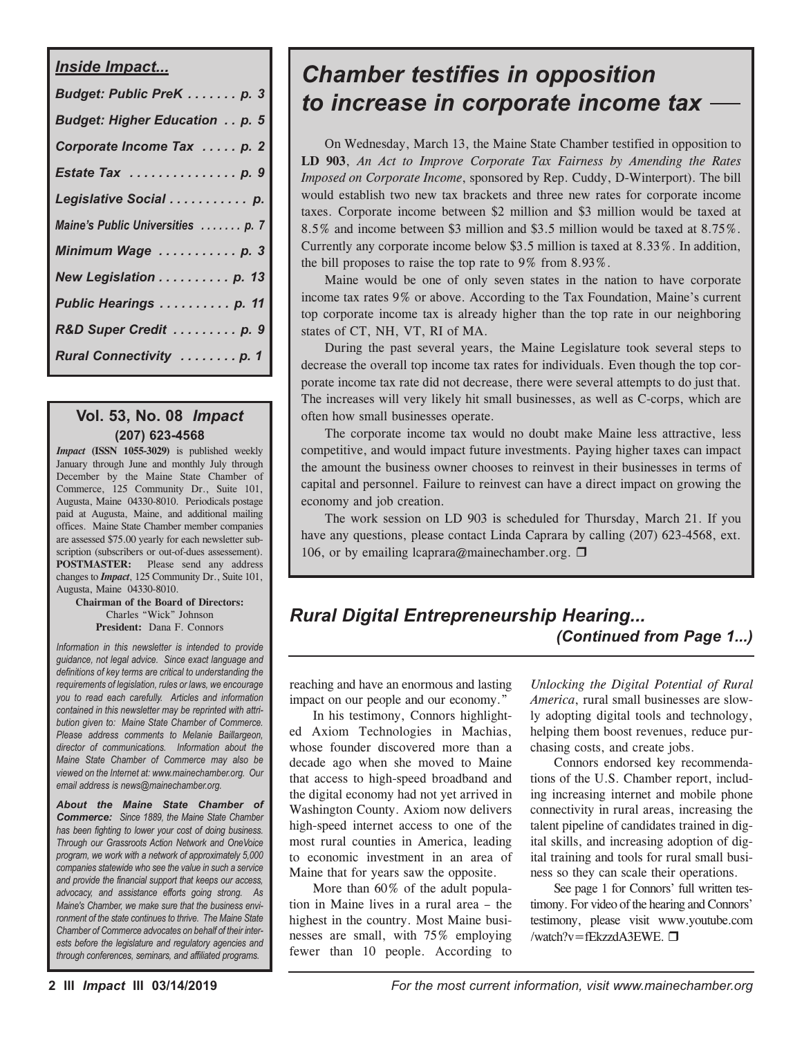### *Inside Impact...*

*Budget: Public PreK . . . . . . . p. 3*

*Budget: Higher Education . . p. 5*

*Corporate Income Tax . . . . . p. 2*

*Estate Tax . . . . . . . . . . . . . . p. 9*

*Legislative Social . . . . . . . . . . p.*

*Maine's Public Universities . . . . . . . p. 7*

*Minimum Wage . . . . . . . . . . p. 3*

*New Legislation . . . . . . . . . . p. 13*

*Public Hearings . . . . . . . . . . p. 11*

*R&D Super Credit . . . . . . . . . p. 9*

*Rural Connectivity . . . . . . . . p. 1*

### Vol. 53, No. 08 *Impact*

**(207) 623-4568**

***Impact* (ISSN 1055-3029)** is published weekly January through June and monthly July through December by the Maine State Chamber of Commerce, 125 Community Dr., Suite 101, Augusta, Maine 04330-8010. Periodicals postage paid at Augusta, Maine, and additional mailing offices. Maine State Chamber member companies are assessed $75.00 yearly for each newsletter subscription (subscribers or out-of-dues assessement). **POSTMASTER:** Please send any address changes to ***Impact***, 125 Community Dr., Suite 101, Augusta, Maine 04330-8010.

**Chairman of the Board of Directors:** Charles "Wick" Johnson
**President:** Dana F. Connors

*Information in this newsletter is intended to provide guidance, not legal advice. Since exact language and definitions of key terms are critical to understanding the requirements of legislation, rules or laws, we encourage you to read each carefully. Articles and information contained in this newsletter may be reprinted with attribution given to: Maine State Chamber of Commerce. Please address comments to Melanie Baillargeon, director of communications. Information about the Maine State Chamber of Commerce may also be viewed on the Internet at: www.mainechamber.org. Our email address is news@mainechamber.org.*

***About the Maine State Chamber of Commerce:*** *Since 1889, the Maine State Chamber has been fighting to lower your cost of doing business. Through our Grassroots Action Network and OneVoice program, we work with a network of approximately 5,000 companies statewide who see the value in such a service and provide the financial support that keeps our access, advocacy, and assistance efforts going strong. As Maine's Chamber, we make sure that the business environment of the state continues to thrive. The Maine State Chamber of Commerce advocates on behalf of their interests before the legislature and regulatory agencies and through conferences, seminars, and affiliated programs.*

## *Chamber testifies in opposition to increase in corporate income tax*

On Wednesday, March 13, the Maine State Chamber testified in opposition to **LD 903**, *An Act to Improve Corporate Tax Fairness by Amending the Rates Imposed on Corporate Income*, sponsored by Rep. Cuddy, D-Winterport). The bill would establish two new tax brackets and three new rates for corporate income taxes. Corporate income between $2 million and $3 million would be taxed at 8.5% and income between $3 million and $3.5 million would be taxed at 8.75%. Currently any corporate income below $3.5 million is taxed at 8.33%. In addition, the bill proposes to raise the top rate to 9% from 8.93%.

Maine would be one of only seven states in the nation to have corporate income tax rates 9% or above. According to the Tax Foundation, Maine's current top corporate income tax is already higher than the top rate in our neighboring states of CT, NH, VT, RI of MA.

During the past several years, the Maine Legislature took several steps to decrease the overall top income tax rates for individuals. Even though the top corporate income tax rate did not decrease, there were several attempts to do just that. The increases will very likely hit small businesses, as well as C-corps, which are often how small businesses operate.

The corporate income tax would no doubt make Maine less attractive, less competitive, and would impact future investments. Paying higher taxes can impact the amount the business owner chooses to reinvest in their businesses in terms of capital and personnel. Failure to reinvest can have a direct impact on growing the economy and job creation.

The work session on LD 903 is scheduled for Thursday, March 21. If you have any questions, please contact Linda Caprara by calling (207) 623-4568, ext. 106, or by emailing lcaprara@mainechamber.org. ❐

## *Rural Digital Entrepreneurship Hearing...*
### *(Continued from Page 1...)*

reaching and have an enormous and lasting impact on our people and our economy."

In his testimony, Connors highlighted Axiom Technologies in Machias, whose founder discovered more than a decade ago when she moved to Maine that access to high-speed broadband and the digital economy had not yet arrived in Washington County. Axiom now delivers high-speed internet access to one of the most rural counties in America, leading to economic investment in an area of Maine that for years saw the opposite.

More than 60% of the adult population in Maine lives in a rural area – the highest in the country. Most Maine businesses are small, with 75% employing fewer than 10 people. According to *Unlocking the Digital Potential of Rural America*, rural small businesses are slowly adopting digital tools and technology, helping them boost revenues, reduce purchasing costs, and create jobs.

Connors endorsed key recommendations of the U.S. Chamber report, including increasing internet and mobile phone connectivity in rural areas, increasing the talent pipeline of candidates trained in digital skills, and increasing adoption of digital training and tools for rural small business so they can scale their operations.

See page 1 for Connors' full written testimony. For video of the hearing and Connors' testimony, please visit www.youtube.com/watch?v=fEkzzdA3EWE. ❐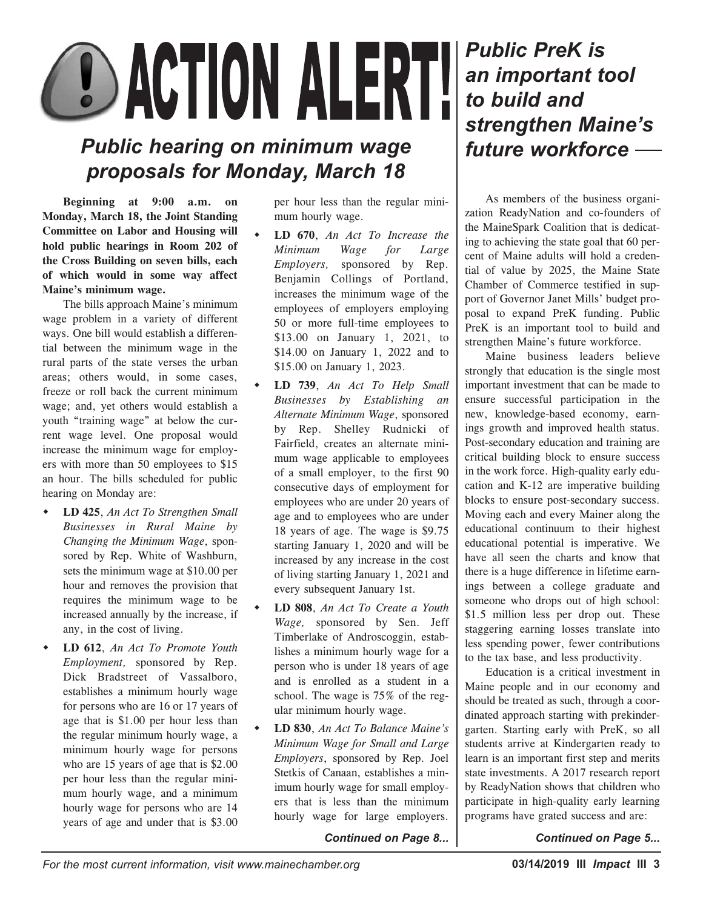# ACTION ALERT!

## *Public hearing on minimum wage proposals for Monday, March 18*

**Beginning at 9:00 a.m. on Monday, March 18, the Joint Standing Committee on Labor and Housing will hold public hearings in Room 202 of the Cross Building on seven bills, each of which would in some way affect Maine's minimum wage.**

The bills approach Maine's minimum wage problem in a variety of different ways. One bill would establish a differential between the minimum wage in the rural parts of the state verses the urban areas; others would, in some cases, freeze or roll back the current minimum wage; and, yet others would establish a youth "training wage" at below the current wage level. One proposal would increase the minimum wage for employers with more than 50 employees to $15 an hour. The bills scheduled for public hearing on Monday are:

- **LD 425**, *An Act To Strengthen Small Businesses in Rural Maine by Changing the Minimum Wage*, sponsored by Rep. White of Washburn, sets the minimum wage at $10.00 per hour and removes the provision that requires the minimum wage to be increased annually by the increase, if any, in the cost of living.
- **LD 612**, *An Act To Promote Youth Employment,* sponsored by Rep. Dick Bradstreet of Vassalboro, establishes a minimum hourly wage for persons who are 16 or 17 years of age that is $1.00 per hour less than the regular minimum hourly wage, a minimum hourly wage for persons who are 15 years of age that is $2.00 per hour less than the regular minimum hourly wage, and a minimum hourly wage for persons who are 14 years of age and under that is $3.00 per hour less than the regular minimum hourly wage.
- **LD 670**, *An Act To Increase the Minimum Wage for Large Employers,* sponsored by Rep. Benjamin Collings of Portland, increases the minimum wage of the employees of employers employing 50 or more full-time employees to $13.00 on January 1, 2021, to $14.00 on January 1, 2022 and to $15.00 on January 1, 2023.
- **LD 739**, *An Act To Help Small Businesses by Establishing an Alternate Minimum Wage*, sponsored by Rep. Shelley Rudnicki of Fairfield, creates an alternate minimum wage applicable to employees of a small employer, to the first 90 consecutive days of employment for employees who are under 20 years of age and to employees who are under 18 years of age. The wage is $9.75 starting January 1, 2020 and will be increased by any increase in the cost of living starting January 1, 2021 and every subsequent January 1st.
- **LD 808**, *An Act To Create a Youth Wage,* sponsored by Sen. Jeff Timberlake of Androscoggin, establishes a minimum hourly wage for a person who is under 18 years of age and is enrolled as a student in a school. The wage is 75% of the regular minimum hourly wage.
- **LD 830**, *An Act To Balance Maine's Minimum Wage for Small and Large Employers*, sponsored by Rep. Joel Stetkis of Canaan, establishes a minimum hourly wage for small employers that is less than the minimum hourly wage for large employers.

***Continued on Page 8...***

## *Public PreK is an important tool to build and strengthen Maine's future workforce*

As members of the business organization ReadyNation and co-founders of the MaineSpark Coalition that is dedicating to achieving the state goal that 60 percent of Maine adults will hold a credential of value by 2025, the Maine State Chamber of Commerce testified in support of Governor Janet Mills' budget proposal to expand PreK funding. Public PreK is an important tool to build and strengthen Maine's future workforce.

Maine business leaders believe strongly that education is the single most important investment that can be made to ensure successful participation in the new, knowledge-based economy, earnings growth and improved health status. Post-secondary education and training are critical building block to ensure success in the work force. High-quality early education and K-12 are imperative building blocks to ensure post-secondary success. Moving each and every Mainer along the educational continuum to their highest educational potential is imperative. We have all seen the charts and know that there is a huge difference in lifetime earnings between a college graduate and someone who drops out of high school: $1.5 million less per drop out. These staggering earning losses translate into less spending power, fewer contributions to the tax base, and less productivity.

Education is a critical investment in Maine people and in our economy and should be treated as such, through a coordinated approach starting with prekindergarten. Starting early with PreK, so all students arrive at Kindergarten ready to learn is an important first step and merits state investments. A 2017 research report by ReadyNation shows that children who participate in high-quality early learning programs have grated success and are:

***Continued on Page 5...***

For the most current information, visit www.mainechamber.org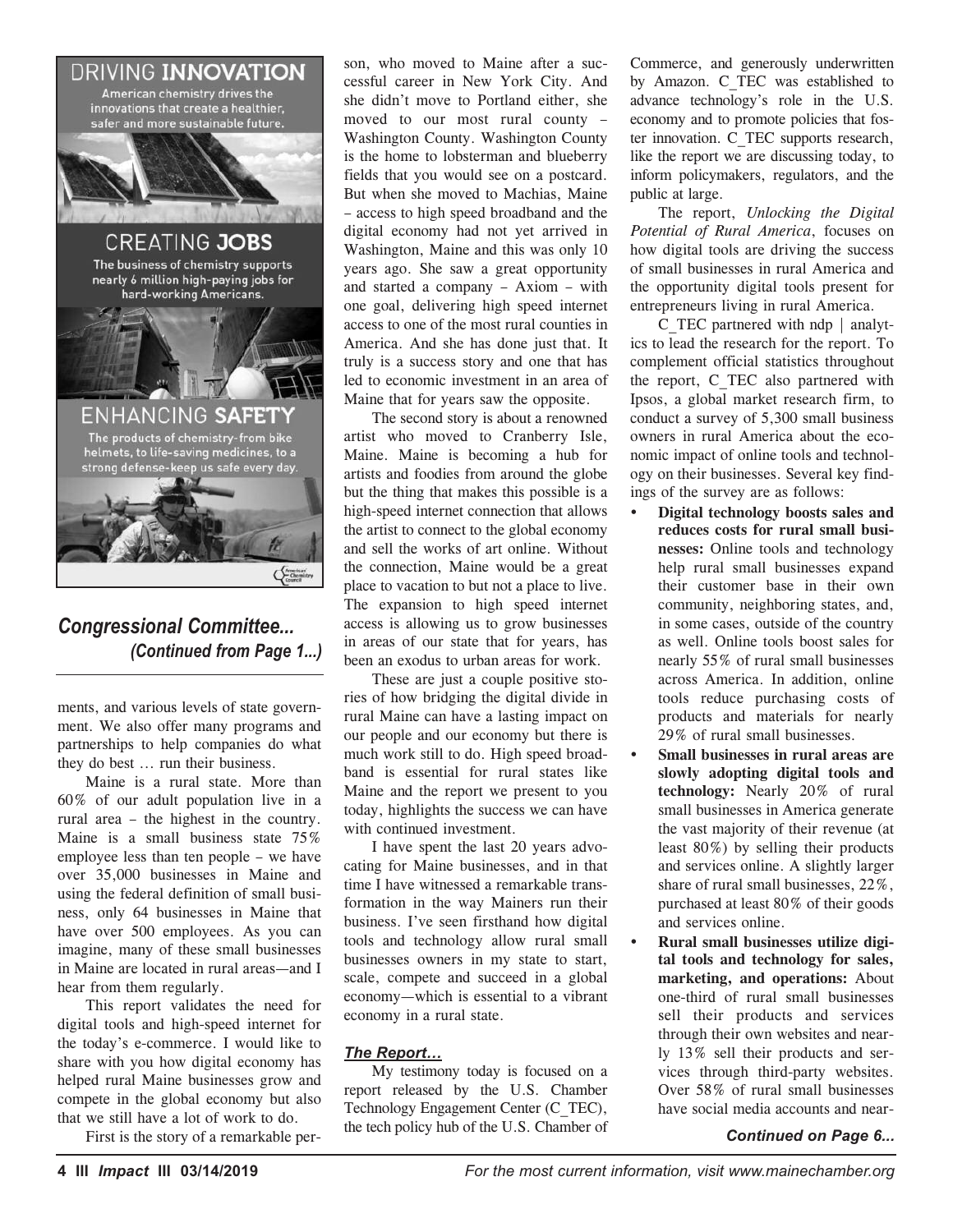DRIVING **INNOVATION**

American chemistry drives the innovations that create a healthier, safer and more sustainable future.

CREATING **JOBS**

The business of chemistry supports nearly 6 million high-paying jobs for hard-working Americans.

ENHANCING **SAFETY**

The products of chemistry-from bike helmets, to life-saving medicines, to a strong defense-keep us safe every day.

## *Congressional Committee...*
### *(Continued from Page 1...)*

ments, and various levels of state government. We also offer many programs and partnerships to help companies do what they do best … run their business.

Maine is a rural state. More than 60% of our adult population live in a rural area – the highest in the country. Maine is a small business state 75% employee less than ten people – we have over 35,000 businesses in Maine and using the federal definition of small business, only 64 businesses in Maine that have over 500 employees. As you can imagine, many of these small businesses in Maine are located in rural areas—and I hear from them regularly.

This report validates the need for digital tools and high-speed internet for the today's e-commerce. I would like to share with you how digital economy has helped rural Maine businesses grow and compete in the global economy but also that we still have a lot of work to do.

First is the story of a remarkable person, who moved to Maine after a successful career in New York City. And she didn't move to Portland either, she moved to our most rural county – Washington County. Washington County is the home to lobsterman and blueberry fields that you would see on a postcard. But when she moved to Machias, Maine – access to high speed broadband and the digital economy had not yet arrived in Washington, Maine and this was only 10 years ago. She saw a great opportunity and started a company – Axiom – with one goal, delivering high speed internet access to one of the most rural counties in America. And she has done just that. It truly is a success story and one that has led to economic investment in an area of Maine that for years saw the opposite.

The second story is about a renowned artist who moved to Cranberry Isle, Maine. Maine is becoming a hub for artists and foodies from around the globe but the thing that makes this possible is a high-speed internet connection that allows the artist to connect to the global economy and sell the works of art online. Without the connection, Maine would be a great place to vacation to but not a place to live. The expansion to high speed internet access is allowing us to grow businesses in areas of our state that for years, has been an exodus to urban areas for work.

These are just a couple positive stories of how bridging the digital divide in rural Maine can have a lasting impact on our people and our economy but there is much work still to do. High speed broadband is essential for rural states like Maine and the report we present to you today, highlights the success we can have with continued investment.

I have spent the last 20 years advocating for Maine businesses, and in that time I have witnessed a remarkable transformation in the way Mainers run their business. I've seen firsthand how digital tools and technology allow rural small businesses owners in my state to start, scale, compete and succeed in a global economy—which is essential to a vibrant economy in a rural state.

### *The Report…*

My testimony today is focused on a report released by the U.S. Chamber Technology Engagement Center (C_TEC), the tech policy hub of the U.S. Chamber of Commerce, and generously underwritten by Amazon. C_TEC was established to advance technology's role in the U.S. economy and to promote policies that foster innovation. C_TEC supports research, like the report we are discussing today, to inform policymakers, regulators, and the public at large.

The report, *Unlocking the Digital Potential of Rural America*, focuses on how digital tools are driving the success of small businesses in rural America and the opportunity digital tools present for entrepreneurs living in rural America.

C_TEC partnered with ndp | analytics to lead the research for the report. To complement official statistics throughout the report, C_TEC also partnered with Ipsos, a global market research firm, to conduct a survey of 5,300 small business owners in rural America about the economic impact of online tools and technology on their businesses. Several key findings of the survey are as follows:

- **Digital technology boosts sales and reduces costs for rural small businesses:** Online tools and technology help rural small businesses expand their customer base in their own community, neighboring states, and, in some cases, outside of the country as well. Online tools boost sales for nearly 55% of rural small businesses across America. In addition, online tools reduce purchasing costs of products and materials for nearly 29% of rural small businesses.
- **Small businesses in rural areas are slowly adopting digital tools and technology:** Nearly 20% of rural small businesses in America generate the vast majority of their revenue (at least 80%) by selling their products and services online. A slightly larger share of rural small businesses, 22%, purchased at least 80% of their goods and services online.
- **Rural small businesses utilize digital tools and technology for sales, marketing, and operations:** About one-third of rural small businesses sell their products and services through their own websites and nearly 13% sell their products and services through third-party websites. Over 58% of rural small businesses have social media accounts and near-

***Continued on Page 6...***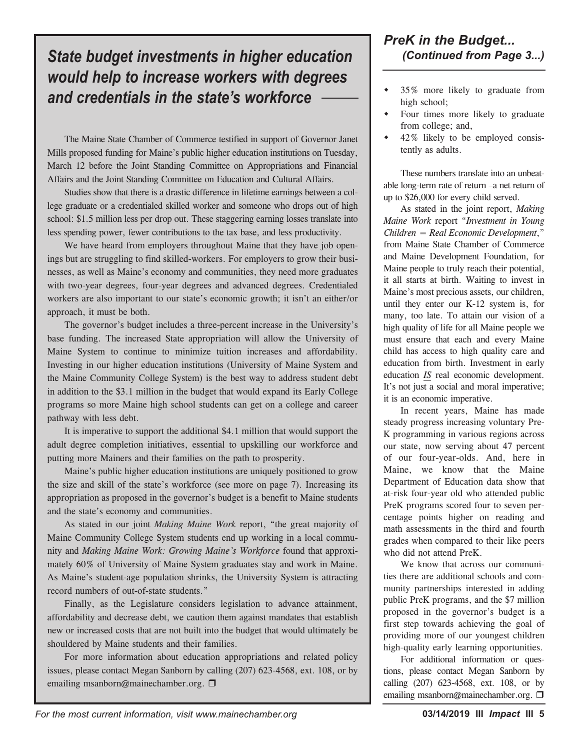## *State budget investments in higher education would help to increase workers with degrees and credentials in the state's workforce*

The Maine State Chamber of Commerce testified in support of Governor Janet Mills proposed funding for Maine's public higher education institutions on Tuesday, March 12 before the Joint Standing Committee on Appropriations and Financial Affairs and the Joint Standing Committee on Education and Cultural Affairs.

Studies show that there is a drastic difference in lifetime earnings between a college graduate or a credentialed skilled worker and someone who drops out of high school: $1.5 million less per drop out. These staggering earning losses translate into less spending power, fewer contributions to the tax base, and less productivity.

We have heard from employers throughout Maine that they have job openings but are struggling to find skilled-workers. For employers to grow their businesses, as well as Maine's economy and communities, they need more graduates with two-year degrees, four-year degrees and advanced degrees. Credentialed workers are also important to our state's economic growth; it isn't an either/or approach, it must be both.

The governor's budget includes a three-percent increase in the University's base funding. The increased State appropriation will allow the University of Maine System to continue to minimize tuition increases and affordability. Investing in our higher education institutions (University of Maine System and the Maine Community College System) is the best way to address student debt in addition to the $3.1 million in the budget that would expand its Early College programs so more Maine high school students can get on a college and career pathway with less debt.

It is imperative to support the additional $4.1 million that would support the adult degree completion initiatives, essential to upskilling our workforce and putting more Mainers and their families on the path to prosperity.

Maine's public higher education institutions are uniquely positioned to grow the size and skill of the state's workforce (see more on page 7). Increasing its appropriation as proposed in the governor's budget is a benefit to Maine students and the state's economy and communities.

As stated in our joint *Making Maine Work* report, "the great majority of Maine Community College System students end up working in a local community and *Making Maine Work: Growing Maine's Workforce* found that approximately 60% of University of Maine System graduates stay and work in Maine. As Maine's student-age population shrinks, the University System is attracting record numbers of out-of-state students."

Finally, as the Legislature considers legislation to advance attainment, affordability and decrease debt, we caution them against mandates that establish new or increased costs that are not built into the budget that would ultimately be shouldered by Maine students and their families.

For more information about education appropriations and related policy issues, please contact Megan Sanborn by calling (207) 623-4568, ext. 108, or by emailing msanborn@mainechamber.org. ❐

## *PreK in the Budget... (Continued from Page 3...)*

- 35% more likely to graduate from high school;
- Four times more likely to graduate from college; and,
- 42% likely to be employed consistently as adults.

These numbers translate into an unbeatable long-term rate of return –a net return of up to $26,000 for every child served.

As stated in the joint report, *Making Maine Work* report "*Investment in Young Children = Real Economic Development*," from Maine State Chamber of Commerce and Maine Development Foundation, for Maine people to truly reach their potential, it all starts at birth. Waiting to invest in Maine's most precious assets, our children, until they enter our K-12 system is, for many, too late. To attain our vision of a high quality of life for all Maine people we must ensure that each and every Maine child has access to high quality care and education from birth. Investment in early education ***IS*** real economic development. It's not just a social and moral imperative; it is an economic imperative.

In recent years, Maine has made steady progress increasing voluntary Pre-K programming in various regions across our state, now serving about 47 percent of our four-year-olds. And, here in Maine, we know that the Maine Department of Education data show that at-risk four-year old who attended public PreK programs scored four to seven percentage points higher on reading and math assessments in the third and fourth grades when compared to their like peers who did not attend PreK.

We know that across our communities there are additional schools and community partnerships interested in adding public PreK programs, and the $7 million proposed in the governor's budget is a first step towards achieving the goal of providing more of our youngest children high-quality early learning opportunities.

For additional information or questions, please contact Megan Sanborn by calling (207) 623-4568, ext. 108, or by emailing msanborn@mainechamber.org. ❐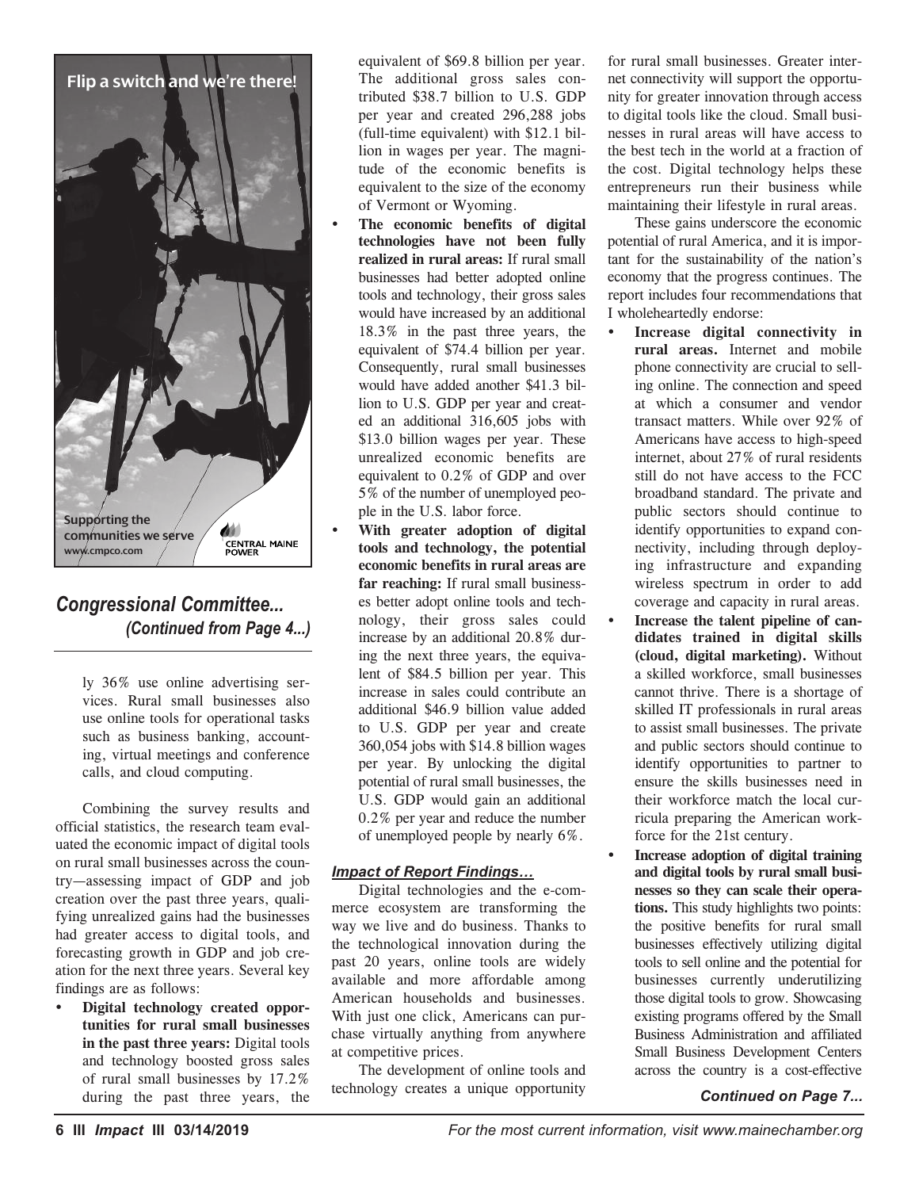Flip a switch and we're there!

Supporting the communities we serve
www.cmpco.com

CENTRAL MAINE POWER

## *Congressional Committee... (Continued from Page 4...)*

ly 36% use online advertising services. Rural small businesses also use online tools for operational tasks such as business banking, accounting, virtual meetings and conference calls, and cloud computing.

Combining the survey results and official statistics, the research team evaluated the economic impact of digital tools on rural small businesses across the country—assessing impact of GDP and job creation over the past three years, qualifying unrealized gains had the businesses had greater access to digital tools, and forecasting growth in GDP and job creation for the next three years. Several key findings are as follows:

- **Digital technology created opportunities for rural small businesses in the past three years:** Digital tools and technology boosted gross sales of rural small businesses by 17.2% during the past three years, the equivalent of $69.8 billion per year. The additional gross sales contributed $38.7 billion to U.S. GDP per year and created 296,288 jobs (full-time equivalent) with $12.1 billion in wages per year. The magnitude of the economic benefits is equivalent to the size of the economy of Vermont or Wyoming.
- **The economic benefits of digital technologies have not been fully realized in rural areas:** If rural small businesses had better adopted online tools and technology, their gross sales would have increased by an additional 18.3% in the past three years, the equivalent of $74.4 billion per year. Consequently, rural small businesses would have added another $41.3 billion to U.S. GDP per year and created an additional 316,605 jobs with $13.0 billion wages per year. These unrealized economic benefits are equivalent to 0.2% of GDP and over 5% of the number of unemployed people in the U.S. labor force.
- **With greater adoption of digital tools and technology, the potential economic benefits in rural areas are far reaching:** If rural small businesses better adopt online tools and technology, their gross sales could increase by an additional 20.8% during the next three years, the equivalent of $84.5 billion per year. This increase in sales could contribute an additional $46.9 billion value added to U.S. GDP per year and create 360,054 jobs with $14.8 billion wages per year. By unlocking the digital potential of rural small businesses, the U.S. GDP would gain an additional 0.2% per year and reduce the number of unemployed people by nearly 6%.

### *Impact of Report Findings…*

Digital technologies and the e-commerce ecosystem are transforming the way we live and do business. Thanks to the technological innovation during the past 20 years, online tools are widely available and more affordable among American households and businesses. With just one click, Americans can purchase virtually anything from anywhere at competitive prices.

The development of online tools and technology creates a unique opportunity for rural small businesses. Greater internet connectivity will support the opportunity for greater innovation through access to digital tools like the cloud. Small businesses in rural areas will have access to the best tech in the world at a fraction of the cost. Digital technology helps these entrepreneurs run their business while maintaining their lifestyle in rural areas.

These gains underscore the economic potential of rural America, and it is important for the sustainability of the nation's economy that the progress continues. The report includes four recommendations that I wholeheartedly endorse:

- **Increase digital connectivity in rural areas.** Internet and mobile phone connectivity are crucial to selling online. The connection and speed at which a consumer and vendor transact matters. While over 92% of Americans have access to high-speed internet, about 27% of rural residents still do not have access to the FCC broadband standard. The private and public sectors should continue to identify opportunities to expand connectivity, including through deploying infrastructure and expanding wireless spectrum in order to add coverage and capacity in rural areas.
- **Increase the talent pipeline of candidates trained in digital skills (cloud, digital marketing).** Without a skilled workforce, small businesses cannot thrive. There is a shortage of skilled IT professionals in rural areas to assist small businesses. The private and public sectors should continue to identify opportunities to partner to ensure the skills businesses need in their workforce match the local curricula preparing the American workforce for the 21st century.
- **Increase adoption of digital training and digital tools by rural small businesses so they can scale their operations.** This study highlights two points: the positive benefits for rural small businesses effectively utilizing digital tools to sell online and the potential for businesses currently underutilizing those digital tools to grow. Showcasing existing programs offered by the Small Business Administration and affiliated Small Business Development Centers across the country is a cost-effective

*Continued on Page 7...*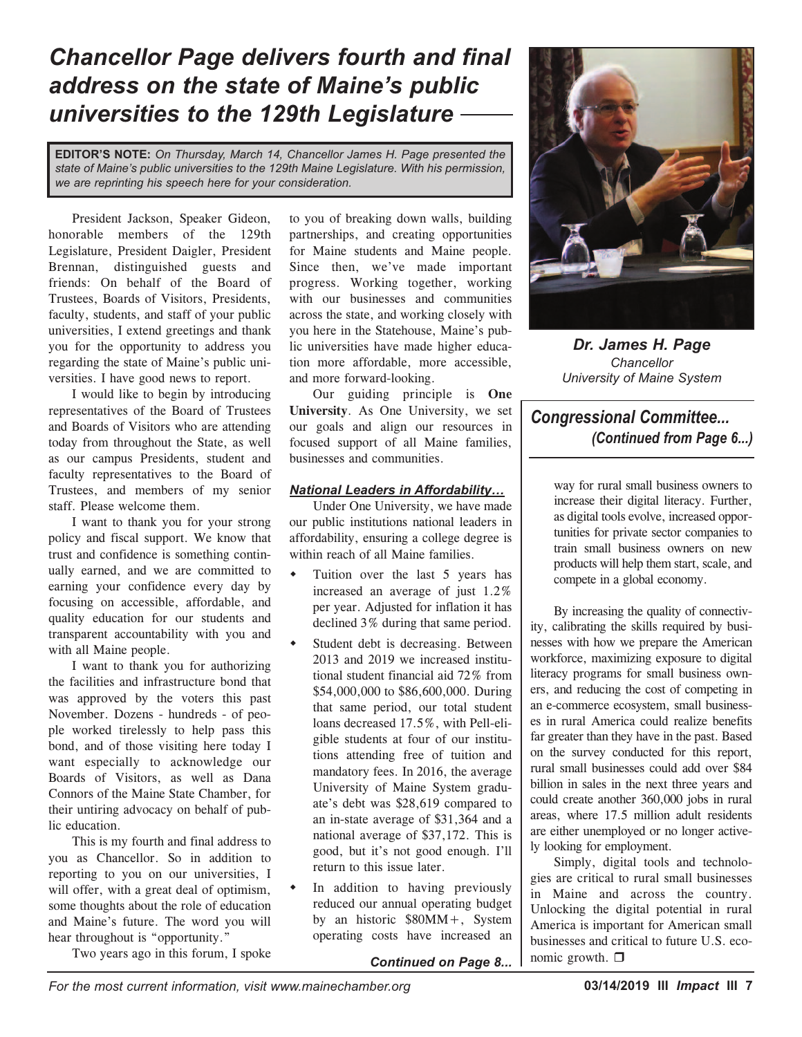# *Chancellor Page delivers fourth and final address on the state of Maine's public universities to the 129th Legislature*

**EDITOR'S NOTE:** *On Thursday, March 14, Chancellor James H. Page presented the state of Maine's public universities to the 129th Maine Legislature. With his permission, we are reprinting his speech here for your consideration.*

President Jackson, Speaker Gideon, honorable members of the 129th Legislature, President Daigler, President Brennan, distinguished guests and friends: On behalf of the Board of Trustees, Boards of Visitors, Presidents, faculty, students, and staff of your public universities, I extend greetings and thank you for the opportunity to address you regarding the state of Maine's public universities. I have good news to report.

I would like to begin by introducing representatives of the Board of Trustees and Boards of Visitors who are attending today from throughout the State, as well as our campus Presidents, student and faculty representatives to the Board of Trustees, and members of my senior staff. Please welcome them.

I want to thank you for your strong policy and fiscal support. We know that trust and confidence is something continually earned, and we are committed to earning your confidence every day by focusing on accessible, affordable, and quality education for our students and transparent accountability with you and with all Maine people.

I want to thank you for authorizing the facilities and infrastructure bond that was approved by the voters this past November. Dozens - hundreds - of people worked tirelessly to help pass this bond, and of those visiting here today I want especially to acknowledge our Boards of Visitors, as well as Dana Connors of the Maine State Chamber, for their untiring advocacy on behalf of public education.

This is my fourth and final address to you as Chancellor. So in addition to reporting to you on our universities, I will offer, with a great deal of optimism, some thoughts about the role of education and Maine's future. The word you will hear throughout is "opportunity."

Two years ago in this forum, I spoke to you of breaking down walls, building partnerships, and creating opportunities for Maine students and Maine people. Since then, we've made important progress. Working together, working with our businesses and communities across the state, and working closely with you here in the Statehouse, Maine's public universities have made higher education more affordable, more accessible, and more forward-looking.

Our guiding principle is **One University**. As One University, we set our goals and align our resources in focused support of all Maine families, businesses and communities.

***National Leaders in Affordability…***

Under One University, we have made our public institutions national leaders in affordability, ensuring a college degree is within reach of all Maine families.

- Tuition over the last 5 years has increased an average of just 1.2% per year. Adjusted for inflation it has declined 3% during that same period.
- Student debt is decreasing. Between 2013 and 2019 we increased institutional student financial aid 72% from $54,000,000 to $86,600,000. During that same period, our total student loans decreased 17.5%, with Pell-eligible students at four of our institutions attending free of tuition and mandatory fees. In 2016, the average University of Maine System graduate's debt was $28,619 compared to an in-state average of $31,364 and a national average of $37,172. This is good, but it's not good enough. I'll return to this issue later.
- In addition to having previously reduced our annual operating budget by an historic $80MM+, System operating costs have increased an

***Continued on Page 8...***

***Dr. James H. Page***
*Chancellor*
*University of Maine System*

## *Congressional Committee...*
***(Continued from Page 6...)***

way for rural small business owners to increase their digital literacy. Further, as digital tools evolve, increased opportunities for private sector companies to train small business owners on new products will help them start, scale, and compete in a global economy.

By increasing the quality of connectivity, calibrating the skills required by businesses with how we prepare the American workforce, maximizing exposure to digital literacy programs for small business owners, and reducing the cost of competing in an e-commerce ecosystem, small businesses in rural America could realize benefits far greater than they have in the past. Based on the survey conducted for this report, rural small businesses could add over $84 billion in sales in the next three years and could create another 360,000 jobs in rural areas, where 17.5 million adult residents are either unemployed or no longer actively looking for employment.

Simply, digital tools and technologies are critical to rural small businesses in Maine and across the country. Unlocking the digital potential in rural America is important for American small businesses and critical to future U.S. economic growth. ❒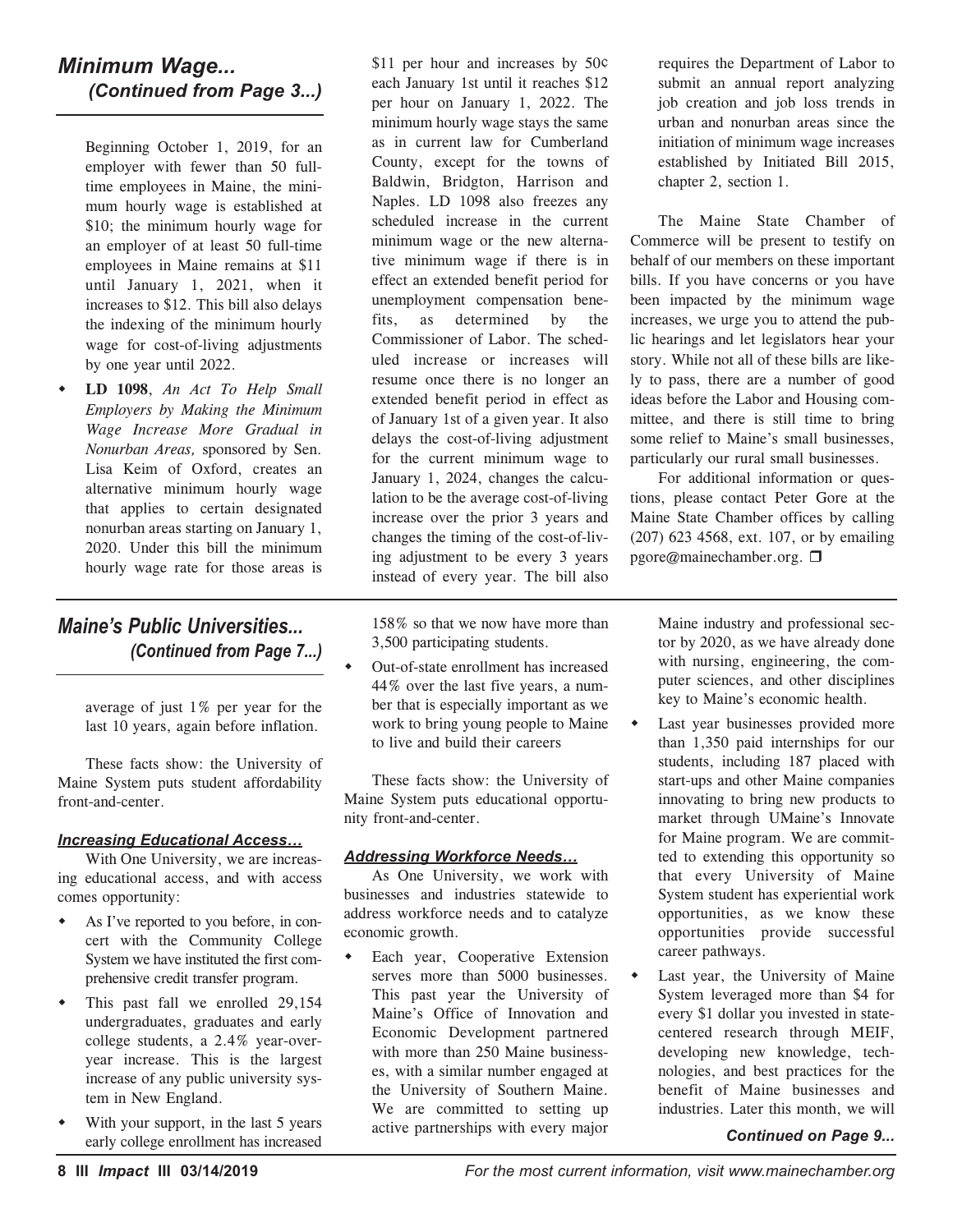## *Minimum Wage... (Continued from Page 3...)*

Beginning October 1, 2019, for an employer with fewer than 50 full-time employees in Maine, the minimum hourly wage is established at $10; the minimum hourly wage for an employer of at least 50 full-time employees in Maine remains at $11 until January 1, 2021, when it increases to $12. This bill also delays the indexing of the minimum hourly wage for cost-of-living adjustments by one year until 2022.

- **LD 1098**, *An Act To Help Small Employers by Making the Minimum Wage Increase More Gradual in Nonurban Areas,* sponsored by Sen. Lisa Keim of Oxford, creates an alternative minimum hourly wage that applies to certain designated nonurban areas starting on January 1, 2020. Under this bill the minimum hourly wage rate for those areas is $11 per hour and increases by 50¢ each January 1st until it reaches $12 per hour on January 1, 2022. The minimum hourly wage stays the same as in current law for Cumberland County, except for the towns of Baldwin, Bridgton, Harrison and Naples. LD 1098 also freezes any scheduled increase in the current minimum wage or the new alternative minimum wage if there is in effect an extended benefit period for unemployment compensation benefits, as determined by the Commissioner of Labor. The scheduled increase or increases will resume once there is no longer an extended benefit period in effect as of January 1st of a given year. It also delays the cost-of-living adjustment for the current minimum wage to January 1, 2024, changes the calculation to be the average cost-of-living increase over the prior 3 years and changes the timing of the cost-of-living adjustment to be every 3 years instead of every year. The bill also requires the Department of Labor to submit an annual report analyzing job creation and job loss trends in urban and nonurban areas since the initiation of minimum wage increases established by Initiated Bill 2015, chapter 2, section 1.

The Maine State Chamber of Commerce will be present to testify on behalf of our members on these important bills. If you have concerns or you have been impacted by the minimum wage increases, we urge you to attend the public hearings and let legislators hear your story. While not all of these bills are likely to pass, there are a number of good ideas before the Labor and Housing committee, and there is still time to bring some relief to Maine's small businesses, particularly our rural small businesses.

For additional information or questions, please contact Peter Gore at the Maine State Chamber offices by calling (207) 623 4568, ext. 107, or by emailing pgore@mainechamber.org. ❐

## *Maine's Public Universities... (Continued from Page 7...)*

average of just 1% per year for the last 10 years, again before inflation.

These facts show: the University of Maine System puts student affordability front-and-center.

### ***Increasing Educational Access…***

With One University, we are increasing educational access, and with access comes opportunity:

- As I've reported to you before, in concert with the Community College System we have instituted the first comprehensive credit transfer program.
- This past fall we enrolled 29,154 undergraduates, graduates and early college students, a 2.4% year-over-year increase. This is the largest increase of any public university system in New England.
- With your support, in the last 5 years early college enrollment has increased 158% so that we now have more than 3,500 participating students.
- Out-of-state enrollment has increased 44% over the last five years, a number that is especially important as we work to bring young people to Maine to live and build their careers

These facts show: the University of Maine System puts educational opportunity front-and-center.

### ***Addressing Workforce Needs…***

As One University, we work with businesses and industries statewide to address workforce needs and to catalyze economic growth.

- Each year, Cooperative Extension serves more than 5000 businesses. This past year the University of Maine's Office of Innovation and Economic Development partnered with more than 250 Maine businesses, with a similar number engaged at the University of Southern Maine. We are committed to setting up active partnerships with every major Maine industry and professional sector by 2020, as we have already done with nursing, engineering, the computer sciences, and other disciplines key to Maine's economic health.
- Last year businesses provided more than 1,350 paid internships for our students, including 187 placed with start-ups and other Maine companies innovating to bring new products to market through UMaine's Innovate for Maine program. We are committed to extending this opportunity so that every University of Maine System student has experiential work opportunities, as we know these opportunities provide successful career pathways.
- Last year, the University of Maine System leveraged more than $4 for every $1 dollar you invested in state-centered research through MEIF, developing new knowledge, technologies, and best practices for the benefit of Maine businesses and industries. Later this month, we will

***Continued on Page 9...***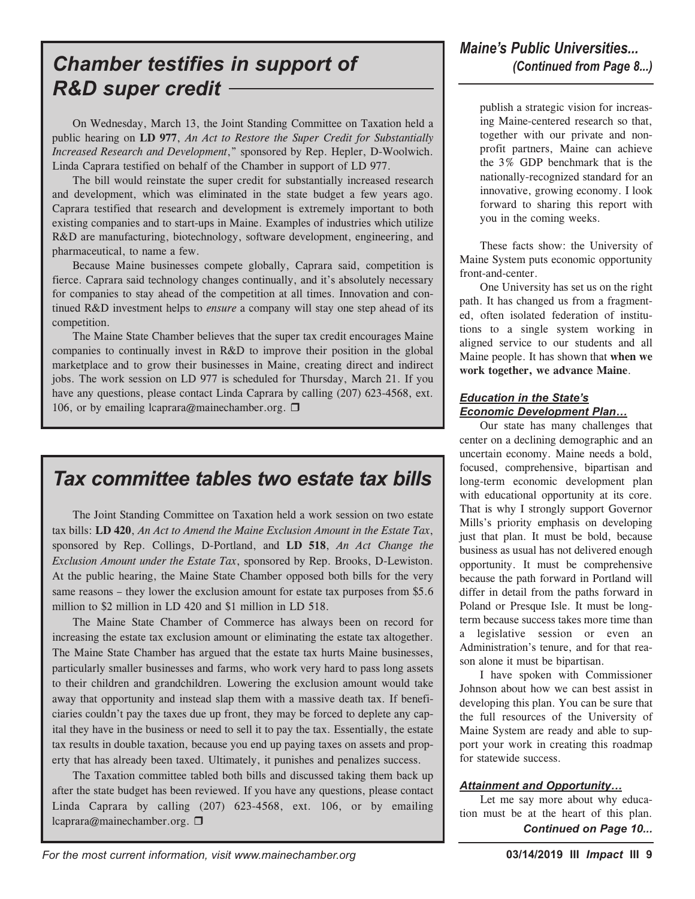## *Chamber testifies in support of R&D super credit*

On Wednesday, March 13, the Joint Standing Committee on Taxation held a public hearing on **LD 977**, *An Act to Restore the Super Credit for Substantially Increased Research and Development*," sponsored by Rep. Hepler, D-Woolwich. Linda Caprara testified on behalf of the Chamber in support of LD 977.

The bill would reinstate the super credit for substantially increased research and development, which was eliminated in the state budget a few years ago. Caprara testified that research and development is extremely important to both existing companies and to start-ups in Maine. Examples of industries which utilize R&D are manufacturing, biotechnology, software development, engineering, and pharmaceutical, to name a few.

Because Maine businesses compete globally, Caprara said, competition is fierce. Caprara said technology changes continually, and it's absolutely necessary for companies to stay ahead of the competition at all times. Innovation and continued R&D investment helps to *ensure* a company will stay one step ahead of its competition.

The Maine State Chamber believes that the super tax credit encourages Maine companies to continually invest in R&D to improve their position in the global marketplace and to grow their businesses in Maine, creating direct and indirect jobs. The work session on LD 977 is scheduled for Thursday, March 21. If you have any questions, please contact Linda Caprara by calling (207) 623-4568, ext. 106, or by emailing lcaprara@mainechamber.org. ❐

## *Tax committee tables two estate tax bills*

The Joint Standing Committee on Taxation held a work session on two estate tax bills: **LD 420**, *An Act to Amend the Maine Exclusion Amount in the Estate Tax*, sponsored by Rep. Collings, D-Portland, and **LD 518**, *An Act Change the Exclusion Amount under the Estate Tax*, sponsored by Rep. Brooks, D-Lewiston. At the public hearing, the Maine State Chamber opposed both bills for the very same reasons – they lower the exclusion amount for estate tax purposes from $5.6 million to $2 million in LD 420 and $1 million in LD 518.

The Maine State Chamber of Commerce has always been on record for increasing the estate tax exclusion amount or eliminating the estate tax altogether. The Maine State Chamber has argued that the estate tax hurts Maine businesses, particularly smaller businesses and farms, who work very hard to pass long assets to their children and grandchildren. Lowering the exclusion amount would take away that opportunity and instead slap them with a massive death tax. If beneficiaries couldn't pay the taxes due up front, they may be forced to deplete any capital they have in the business or need to sell it to pay the tax. Essentially, the estate tax results in double taxation, because you end up paying taxes on assets and property that has already been taxed. Ultimately, it punishes and penalizes success.

The Taxation committee tabled both bills and discussed taking them back up after the state budget has been reviewed. If you have any questions, please contact Linda Caprara by calling (207) 623-4568, ext. 106, or by emailing lcaprara@mainechamber.org. ❐

## *Maine's Public Universities... (Continued from Page 8...)*

publish a strategic vision for increasing Maine-centered research so that, together with our private and non-profit partners, Maine can achieve the 3% GDP benchmark that is the nationally-recognized standard for an innovative, growing economy. I look forward to sharing this report with you in the coming weeks.

These facts show: the University of Maine System puts economic opportunity front-and-center.

One University has set us on the right path. It has changed us from a fragmented, often isolated federation of institutions to a single system working in aligned service to our students and all Maine people. It has shown that **when we work together, we advance Maine**.

### *Education in the State's Economic Development Plan…*

Our state has many challenges that center on a declining demographic and an uncertain economy. Maine needs a bold, focused, comprehensive, bipartisan and long-term economic development plan with educational opportunity at its core. That is why I strongly support Governor Mills's priority emphasis on developing just that plan. It must be bold, because business as usual has not delivered enough opportunity. It must be comprehensive because the path forward in Portland will differ in detail from the paths forward in Poland or Presque Isle. It must be long-term because success takes more time than a legislative session or even an Administration's tenure, and for that reason alone it must be bipartisan.

I have spoken with Commissioner Johnson about how we can best assist in developing this plan. You can be sure that the full resources of the University of Maine System are ready and able to support your work in creating this roadmap for statewide success.

### *Attainment and Opportunity…*

Let me say more about why education must be at the heart of this plan.

*Continued on Page 10...*

*For the most current information, visit www.mainechamber.org*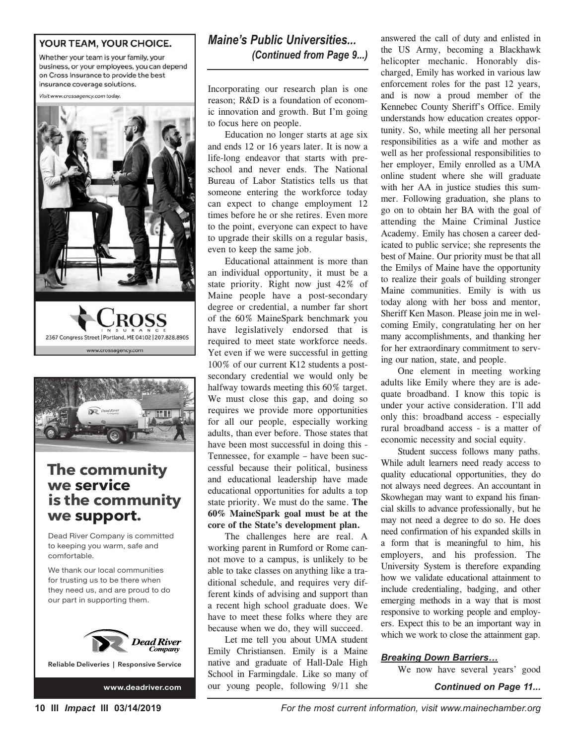YOUR TEAM, YOUR CHOICE.

Whether your team is your family, your business, or your employees, you can depend on Cross Insurance to provide the best insurance coverage solutions.

Visit www.crossagency.com today.

CROSS INSURANCE

2367 Congress Street | Portland, ME 04102 | 207.828.8905

www.crossagency.com

## The community we service is the community we support.

Dead River Company is committed to keeping you warm, safe and comfortable.

We thank our local communities for trusting us to be there when they need us, and are proud to do our part in supporting them.

Dead River Company

Reliable Deliveries | Responsive Service

www.deadriver.com

## *Maine's Public Universities... (Continued from Page 9...)*

Incorporating our research plan is one reason; R&D is a foundation of economic innovation and growth. But I'm going to focus here on people.

Education no longer starts at age six and ends 12 or 16 years later. It is now a life-long endeavor that starts with preschool and never ends. The National Bureau of Labor Statistics tells us that someone entering the workforce today can expect to change employment 12 times before he or she retires. Even more to the point, everyone can expect to have to upgrade their skills on a regular basis, even to keep the same job.

Educational attainment is more than an individual opportunity, it must be a state priority. Right now just 42% of Maine people have a post-secondary degree or credential, a number far short of the 60% MaineSpark benchmark you have legislatively endorsed that is required to meet state workforce needs. Yet even if we were successful in getting 100% of our current K12 students a post-secondary credential we would only be halfway towards meeting this 60% target. We must close this gap, and doing so requires we provide more opportunities for all our people, especially working adults, than ever before. Those states that have been most successful in doing this - Tennessee, for example – have been successful because their political, business and educational leadership have made educational opportunities for adults a top state priority. We must do the same. **The 60% MaineSpark goal must be at the core of the State's development plan.**

The challenges here are real. A working parent in Rumford or Rome cannot move to a campus, is unlikely to be able to take classes on anything like a traditional schedule, and requires very different kinds of advising and support than a recent high school graduate does. We have to meet these folks where they are because when we do, they will succeed.

Let me tell you about UMA student Emily Christiansen. Emily is a Maine native and graduate of Hall-Dale High School in Farmingdale. Like so many of our young people, following 9/11 she answered the call of duty and enlisted in the US Army, becoming a Blackhawk helicopter mechanic. Honorably discharged, Emily has worked in various law enforcement roles for the past 12 years, and is now a proud member of the Kennebec County Sheriff's Office. Emily understands how education creates opportunity. So, while meeting all her personal responsibilities as a wife and mother as well as her professional responsibilities to her employer, Emily enrolled as a UMA online student where she will graduate with her AA in justice studies this summer. Following graduation, she plans to go on to obtain her BA with the goal of attending the Maine Criminal Justice Academy. Emily has chosen a career dedicated to public service; she represents the best of Maine. Our priority must be that all the Emilys of Maine have the opportunity to realize their goals of building stronger Maine communities. Emily is with us today along with her boss and mentor, Sheriff Ken Mason. Please join me in welcoming Emily, congratulating her on her many accomplishments, and thanking her for her extraordinary commitment to serving our nation, state, and people.

One element in meeting working adults like Emily where they are is adequate broadband. I know this topic is under your active consideration. I'll add only this: broadband access - especially rural broadband access - is a matter of economic necessity and social equity.

Student success follows many paths. While adult learners need ready access to quality educational opportunities, they do not always need degrees. An accountant in Skowhegan may want to expand his financial skills to advance professionally, but he may not need a degree to do so. He does need confirmation of his expanded skills in a form that is meaningful to him, his employers, and his profession. The University System is therefore expanding how we validate educational attainment to include credentialing, badging, and other emerging methods in a way that is most responsive to working people and employers. Expect this to be an important way in which we work to close the attainment gap.

### *Breaking Down Barriers…*

We now have several years' good

*Continued on Page 11...*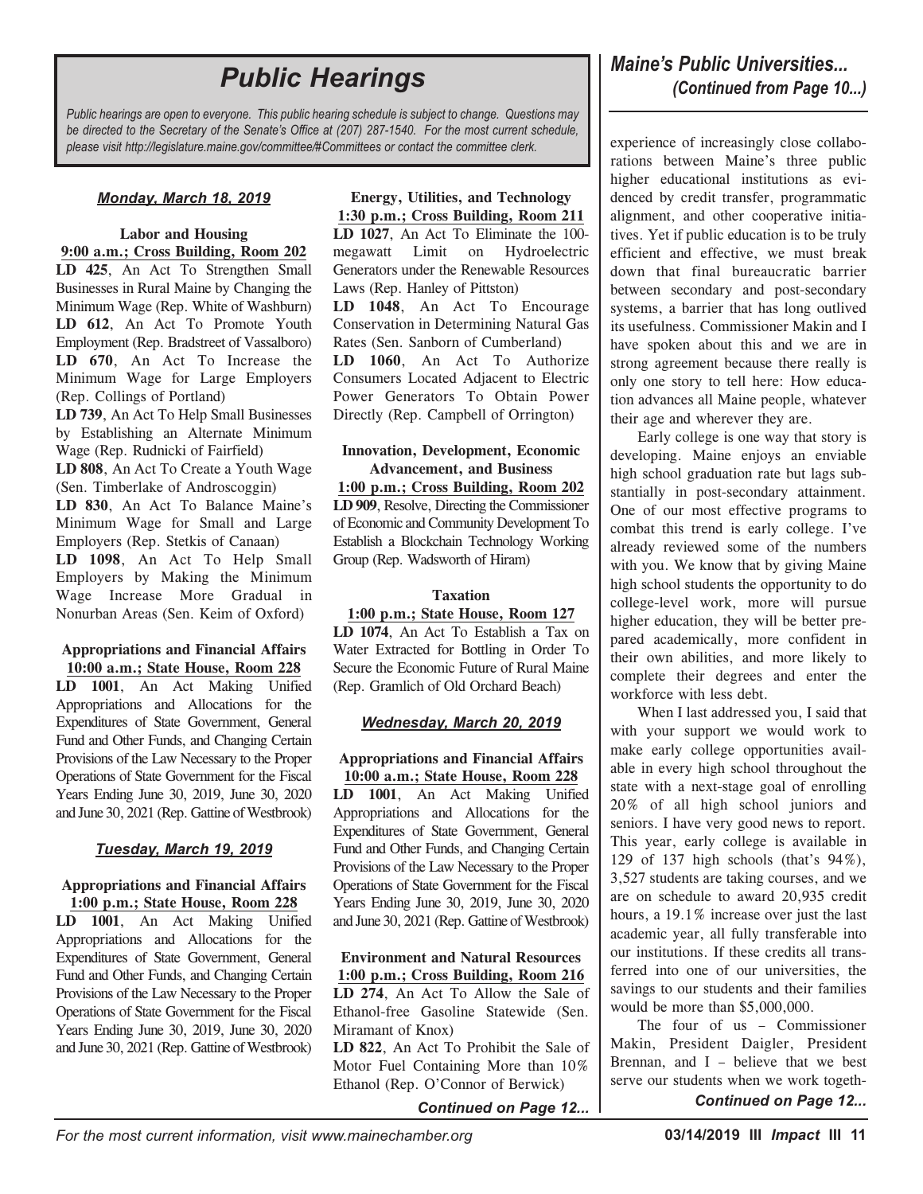# Public Hearings

*Public hearings are open to everyone. This public hearing schedule is subject to change. Questions may be directed to the Secretary of the Senate's Office at (207) 287-1540. For the most current schedule, please visit http://legislature.maine.gov/committee/#Committees or contact the committee clerk.*

### *Monday, March 18, 2019*

**Labor and Housing**
**9:00 a.m.; Cross Building, Room 202**

**LD 425**, An Act To Strengthen Small Businesses in Rural Maine by Changing the Minimum Wage (Rep. White of Washburn)

**LD 612**, An Act To Promote Youth Employment (Rep. Bradstreet of Vassalboro)

**LD 670**, An Act To Increase the Minimum Wage for Large Employers (Rep. Collings of Portland)

**LD 739**, An Act To Help Small Businesses by Establishing an Alternate Minimum Wage (Rep. Rudnicki of Fairfield)

**LD 808**, An Act To Create a Youth Wage (Sen. Timberlake of Androscoggin)

**LD 830**, An Act To Balance Maine's Minimum Wage for Small and Large Employers (Rep. Stetkis of Canaan)

**LD 1098**, An Act To Help Small Employers by Making the Minimum Wage Increase More Gradual in Nonurban Areas (Sen. Keim of Oxford)

**Appropriations and Financial Affairs**
**10:00 a.m.; State House, Room 228**

**LD 1001**, An Act Making Unified Appropriations and Allocations for the Expenditures of State Government, General Fund and Other Funds, and Changing Certain Provisions of the Law Necessary to the Proper Operations of State Government for the Fiscal Years Ending June 30, 2019, June 30, 2020 and June 30, 2021 (Rep. Gattine of Westbrook)

**Energy, Utilities, and Technology**
**1:30 p.m.; Cross Building, Room 211**

**LD 1027**, An Act To Eliminate the 100-megawatt Limit on Hydroelectric Generators under the Renewable Resources Laws (Rep. Hanley of Pittston)

**LD 1048**, An Act To Encourage Conservation in Determining Natural Gas Rates (Sen. Sanborn of Cumberland)

**LD 1060**, An Act To Authorize Consumers Located Adjacent to Electric Power Generators To Obtain Power Directly (Rep. Campbell of Orrington)

**Innovation, Development, Economic Advancement, and Business**
**1:00 p.m.; Cross Building, Room 202**

**LD 909**, Resolve, Directing the Commissioner of Economic and Community Development To Establish a Blockchain Technology Working Group (Rep. Wadsworth of Hiram)

**Taxation**
**1:00 p.m.; State House, Room 127**

**LD 1074**, An Act To Establish a Tax on Water Extracted for Bottling in Order To Secure the Economic Future of Rural Maine (Rep. Gramlich of Old Orchard Beach)

### *Tuesday, March 19, 2019*

**Appropriations and Financial Affairs**
**1:00 p.m.; State House, Room 228**

**LD 1001**, An Act Making Unified Appropriations and Allocations for the Expenditures of State Government, General Fund and Other Funds, and Changing Certain Provisions of the Law Necessary to the Proper Operations of State Government for the Fiscal Years Ending June 30, 2019, June 30, 2020 and June 30, 2021 (Rep. Gattine of Westbrook)

### *Wednesday, March 20, 2019*

**Appropriations and Financial Affairs**
**10:00 a.m.; State House, Room 228**

**LD 1001**, An Act Making Unified Appropriations and Allocations for the Expenditures of State Government, General Fund and Other Funds, and Changing Certain Provisions of the Law Necessary to the Proper Operations of State Government for the Fiscal Years Ending June 30, 2019, June 30, 2020 and June 30, 2021 (Rep. Gattine of Westbrook)

**Environment and Natural Resources**
**1:00 p.m.; Cross Building, Room 216**

**LD 274**, An Act To Allow the Sale of Ethanol-free Gasoline Statewide (Sen. Miramant of Knox)

**LD 822**, An Act To Prohibit the Sale of Motor Fuel Containing More than 10% Ethanol (Rep. O'Connor of Berwick)

***Continued on Page 12...***

## *Maine's Public Universities... (Continued from Page 10...)*

experience of increasingly close collaborations between Maine's three public higher educational institutions as evidenced by credit transfer, programmatic alignment, and other cooperative initiatives. Yet if public education is to be truly efficient and effective, we must break down that final bureaucratic barrier between secondary and post-secondary systems, a barrier that has long outlived its usefulness. Commissioner Makin and I have spoken about this and we are in strong agreement because there really is only one story to tell here: How education advances all Maine people, whatever their age and wherever they are.

Early college is one way that story is developing. Maine enjoys an enviable high school graduation rate but lags substantially in post-secondary attainment. One of our most effective programs to combat this trend is early college. I've already reviewed some of the numbers with you. We know that by giving Maine high school students the opportunity to do college-level work, more will pursue higher education, they will be better prepared academically, more confident in their own abilities, and more likely to complete their degrees and enter the workforce with less debt.

When I last addressed you, I said that with your support we would work to make early college opportunities available in every high school throughout the state with a next-stage goal of enrolling 20% of all high school juniors and seniors. I have very good news to report. This year, early college is available in 129 of 137 high schools (that's 94%), 3,527 students are taking courses, and we are on schedule to award 20,935 credit hours, a 19.1% increase over just the last academic year, all fully transferable into our institutions. If these credits all transferred into one of our universities, the savings to our students and their families would be more than $5,000,000.

The four of us – Commissioner Makin, President Daigler, President Brennan, and I – believe that we best serve our students when we work togeth-

***Continued on Page 12...***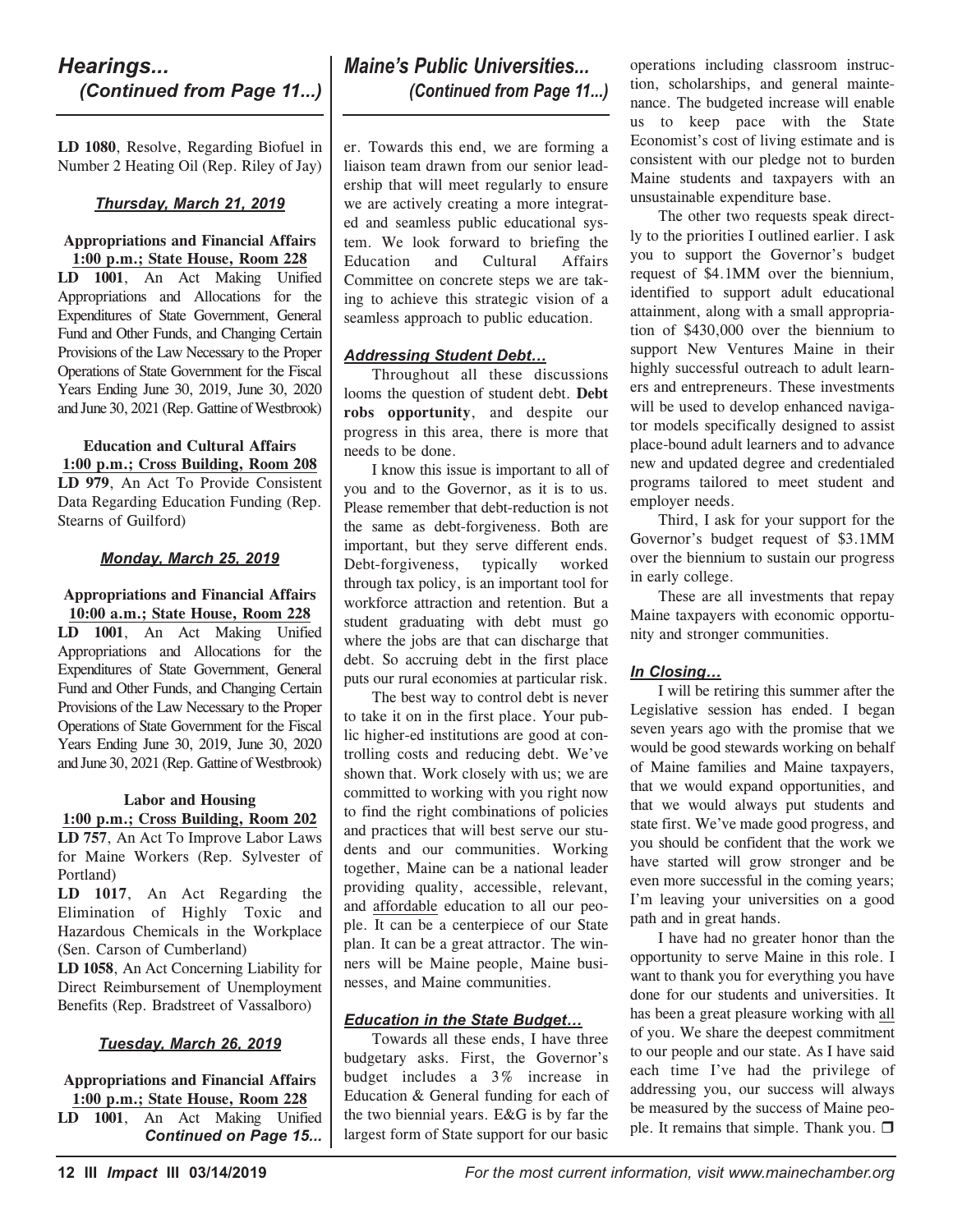## *Hearings... (Continued from Page 11...)*

**LD 1080**, Resolve, Regarding Biofuel in Number 2 Heating Oil (Rep. Riley of Jay)

***Thursday, March 21, 2019***

**Appropriations and Financial Affairs**
**1:00 p.m.; State House, Room 228**

**LD 1001**, An Act Making Unified Appropriations and Allocations for the Expenditures of State Government, General Fund and Other Funds, and Changing Certain Provisions of the Law Necessary to the Proper Operations of State Government for the Fiscal Years Ending June 30, 2019, June 30, 2020 and June 30, 2021 (Rep. Gattine of Westbrook)

**Education and Cultural Affairs**
**1:00 p.m.; Cross Building, Room 208**

**LD 979**, An Act To Provide Consistent Data Regarding Education Funding (Rep. Stearns of Guilford)

***Monday, March 25, 2019***

**Appropriations and Financial Affairs**
**10:00 a.m.; State House, Room 228**

**LD 1001**, An Act Making Unified Appropriations and Allocations for the Expenditures of State Government, General Fund and Other Funds, and Changing Certain Provisions of the Law Necessary to the Proper Operations of State Government for the Fiscal Years Ending June 30, 2019, June 30, 2020 and June 30, 2021 (Rep. Gattine of Westbrook)

**Labor and Housing**
**1:00 p.m.; Cross Building, Room 202**

**LD 757**, An Act To Improve Labor Laws for Maine Workers (Rep. Sylvester of Portland)

**LD 1017**, An Act Regarding the Elimination of Highly Toxic and Hazardous Chemicals in the Workplace (Sen. Carson of Cumberland)

**LD 1058**, An Act Concerning Liability for Direct Reimbursement of Unemployment Benefits (Rep. Bradstreet of Vassalboro)

***Tuesday, March 26, 2019***

**Appropriations and Financial Affairs**
**1:00 p.m.; State House, Room 228**

**LD 1001**, An Act Making Unified

***Continued on Page 15...***

## *Maine's Public Universities... (Continued from Page 11...)*

er. Towards this end, we are forming a liaison team drawn from our senior leadership that will meet regularly to ensure we are actively creating a more integrated and seamless public educational system. We look forward to briefing the Education and Cultural Affairs Committee on concrete steps we are taking to achieve this strategic vision of a seamless approach to public education.

***Addressing Student Debt…***

Throughout all these discussions looms the question of student debt. **Debt robs opportunity**, and despite our progress in this area, there is more that needs to be done.

I know this issue is important to all of you and to the Governor, as it is to us. Please remember that debt-reduction is not the same as debt-forgiveness. Both are important, but they serve different ends. Debt-forgiveness, typically worked through tax policy, is an important tool for workforce attraction and retention. But a student graduating with debt must go where the jobs are that can discharge that debt. So accruing debt in the first place puts our rural economies at particular risk.

The best way to control debt is never to take it on in the first place. Your public higher-ed institutions are good at controlling costs and reducing debt. We've shown that. Work closely with us; we are committed to working with you right now to find the right combinations of policies and practices that will best serve our students and our communities. Working together, Maine can be a national leader providing quality, accessible, relevant, and affordable education to all our people. It can be a centerpiece of our State plan. It can be a great attractor. The winners will be Maine people, Maine businesses, and Maine communities.

***Education in the State Budget…***

Towards all these ends, I have three budgetary asks. First, the Governor's budget includes a 3% increase in Education & General funding for each of the two biennial years. E&G is by far the largest form of State support for our basic operations including classroom instruction, scholarships, and general maintenance. The budgeted increase will enable us to keep pace with the State Economist's cost of living estimate and is consistent with our pledge not to burden Maine students and taxpayers with an unsustainable expenditure base.

The other two requests speak directly to the priorities I outlined earlier. I ask you to support the Governor's budget request of $4.1MM over the biennium, identified to support adult educational attainment, along with a small appropriation of $430,000 over the biennium to support New Ventures Maine in their highly successful outreach to adult learners and entrepreneurs. These investments will be used to develop enhanced navigator models specifically designed to assist place-bound adult learners and to advance new and updated degree and credentialed programs tailored to meet student and employer needs.

Third, I ask for your support for the Governor's budget request of $3.1MM over the biennium to sustain our progress in early college.

These are all investments that repay Maine taxpayers with economic opportunity and stronger communities.

***In Closing…***

I will be retiring this summer after the Legislative session has ended. I began seven years ago with the promise that we would be good stewards working on behalf of Maine families and Maine taxpayers, that we would expand opportunities, and that we would always put students and state first. We've made good progress, and you should be confident that the work we have started will grow stronger and be even more successful in the coming years; I'm leaving your universities on a good path and in great hands.

I have had no greater honor than the opportunity to serve Maine in this role. I want to thank you for everything you have done for our students and universities. It has been a great pleasure working with all of you. We share the deepest commitment to our people and our state. As I have said each time I've had the privilege of addressing you, our success will always be measured by the success of Maine people. It remains that simple. Thank you. ❒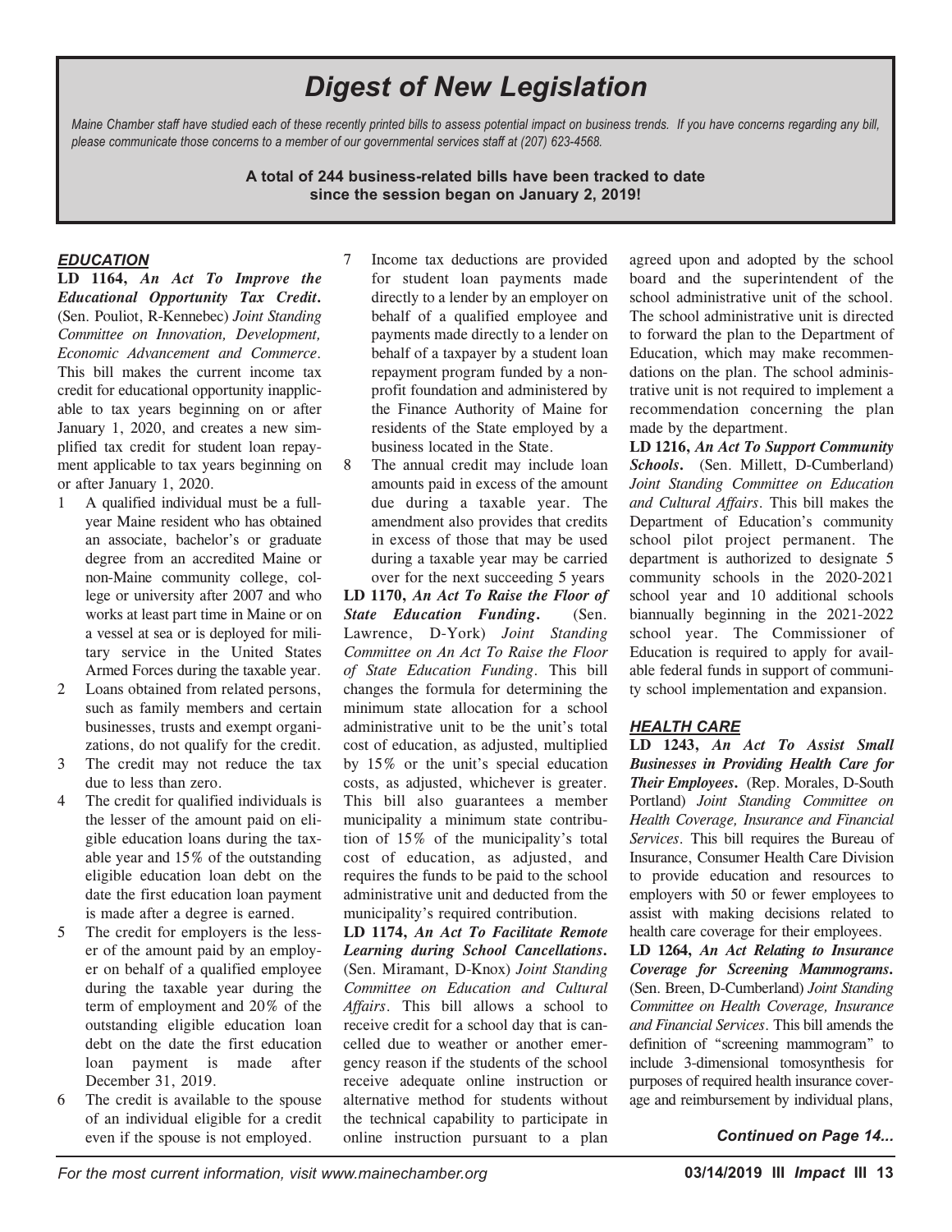# Digest of New Legislation

*Maine Chamber staff have studied each of these recently printed bills to assess potential impact on business trends. If you have concerns regarding any bill, please communicate those concerns to a member of our governmental services staff at (207) 623-4568.*

**A total of 244 business-related bills have been tracked to date since the session began on January 2, 2019!**

## EDUCATION

**LD 1164, *An Act To Improve the Educational Opportunity Tax Credit*.** (Sen. Pouliot, R-Kennebec) *Joint Standing Committee on Innovation, Development, Economic Advancement and Commerce*. This bill makes the current income tax credit for educational opportunity inapplicable to tax years beginning on or after January 1, 2020, and creates a new simplified tax credit for student loan repayment applicable to tax years beginning on or after January 1, 2020.

1. A qualified individual must be a full-year Maine resident who has obtained an associate, bachelor's or graduate degree from an accredited Maine or non-Maine community college, college or university after 2007 and who works at least part time in Maine or on a vessel at sea or is deployed for military service in the United States Armed Forces during the taxable year.
2. Loans obtained from related persons, such as family members and certain businesses, trusts and exempt organizations, do not qualify for the credit.
3. The credit may not reduce the tax due to less than zero.
4. The credit for qualified individuals is the lesser of the amount paid on eligible education loans during the taxable year and 15% of the outstanding eligible education loan debt on the date the first education loan payment is made after a degree is earned.
5. The credit for employers is the lesser of the amount paid by an employer on behalf of a qualified employee during the taxable year during the term of employment and 20% of the outstanding eligible education loan debt on the date the first education loan payment is made after December 31, 2019.
6. The credit is available to the spouse of an individual eligible for a credit even if the spouse is not employed.
7. Income tax deductions are provided for student loan payments made directly to a lender by an employer on behalf of a qualified employee and payments made directly to a lender on behalf of a taxpayer by a student loan repayment program funded by a nonprofit foundation and administered by the Finance Authority of Maine for residents of the State employed by a business located in the State.
8. The annual credit may include loan amounts paid in excess of the amount due during a taxable year. The amendment also provides that credits in excess of those that may be used during a taxable year may be carried over for the next succeeding 5 years

**LD 1170, *An Act To Raise the Floor of State Education Funding*.** (Sen. Lawrence, D-York) *Joint Standing Committee on An Act To Raise the Floor of State Education Funding*. This bill changes the formula for determining the minimum state allocation for a school administrative unit to be the unit's total cost of education, as adjusted, multiplied by 15% or the unit's special education costs, as adjusted, whichever is greater. This bill also guarantees a member municipality a minimum state contribution of 15% of the municipality's total cost of education, as adjusted, and requires the funds to be paid to the school administrative unit and deducted from the municipality's required contribution.

**LD 1174, *An Act To Facilitate Remote Learning during School Cancellations*.** (Sen. Miramant, D-Knox) *Joint Standing Committee on Education and Cultural Affairs*. This bill allows a school to receive credit for a school day that is cancelled due to weather or another emergency reason if the students of the school receive adequate online instruction or alternative method for students without the technical capability to participate in online instruction pursuant to a plan agreed upon and adopted by the school board and the superintendent of the school administrative unit of the school. The school administrative unit is directed to forward the plan to the Department of Education, which may make recommendations on the plan. The school administrative unit is not required to implement a recommendation concerning the plan made by the department.

**LD 1216, *An Act To Support Community Schools*.** (Sen. Millett, D-Cumberland) *Joint Standing Committee on Education and Cultural Affairs*. This bill makes the Department of Education's community school pilot project permanent. The department is authorized to designate 5 community schools in the 2020-2021 school year and 10 additional schools biannually beginning in the 2021-2022 school year. The Commissioner of Education is required to apply for available federal funds in support of community school implementation and expansion.

## HEALTH CARE

**LD 1243, *An Act To Assist Small Businesses in Providing Health Care for Their Employees*.** (Rep. Morales, D-South Portland) *Joint Standing Committee on Health Coverage, Insurance and Financial Services*. This bill requires the Bureau of Insurance, Consumer Health Care Division to provide education and resources to employers with 50 or fewer employees to assist with making decisions related to health care coverage for their employees.

**LD 1264, *An Act Relating to Insurance Coverage for Screening Mammograms*.** (Sen. Breen, D-Cumberland) *Joint Standing Committee on Health Coverage, Insurance and Financial Services*. This bill amends the definition of "screening mammogram" to include 3-dimensional tomosynthesis for purposes of required health insurance coverage and reimbursement by individual plans,

***Continued on Page 14...***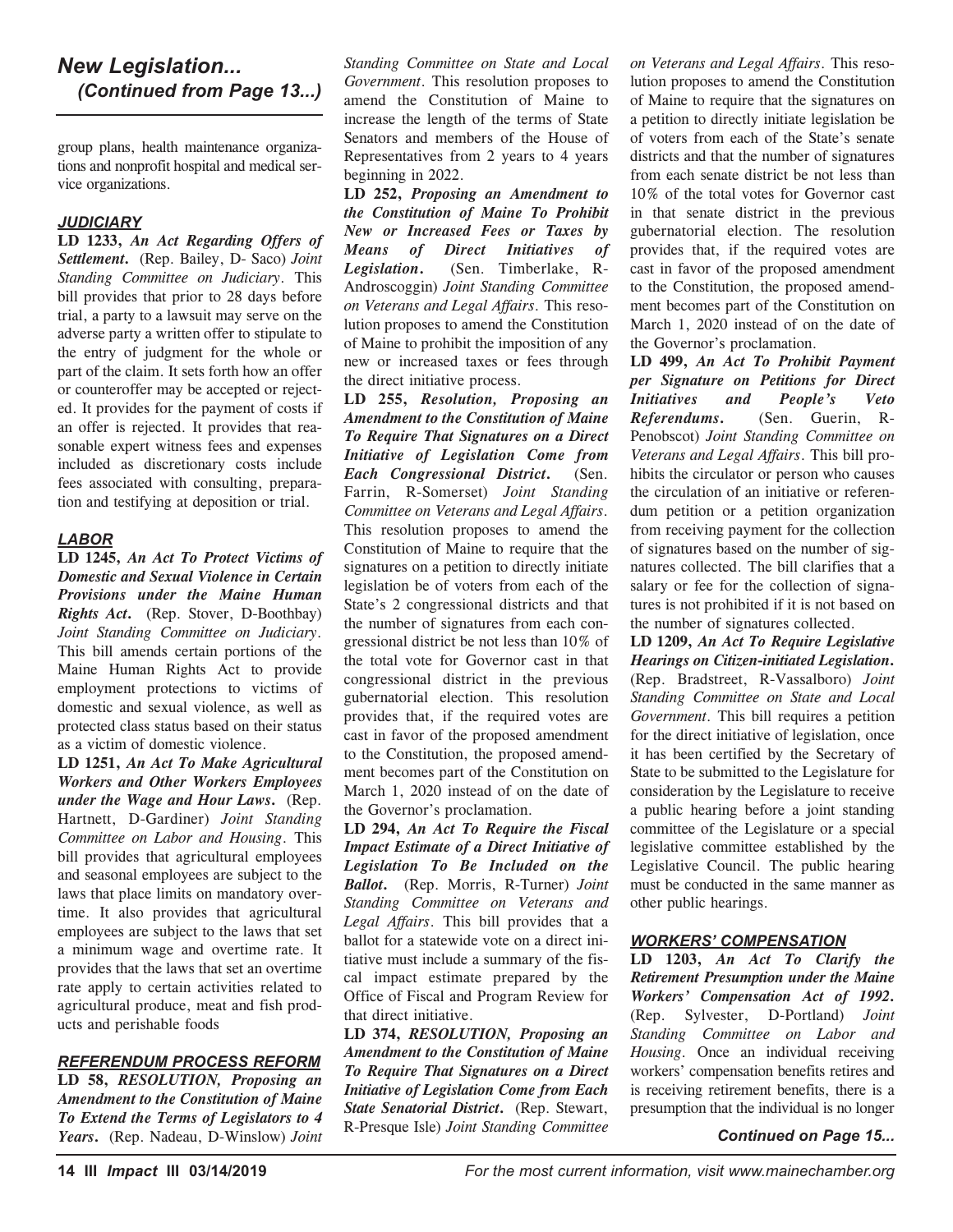## *New Legislation... (Continued from Page 13...)*

group plans, health maintenance organizations and nonprofit hospital and medical service organizations.

### *JUDICIARY*

**LD 1233,** ***An Act Regarding Offers of Settlement.*** (Rep. Bailey, D- Saco) *Joint Standing Committee on Judiciary*. This bill provides that prior to 28 days before trial, a party to a lawsuit may serve on the adverse party a written offer to stipulate to the entry of judgment for the whole or part of the claim. It sets forth how an offer or counteroffer may be accepted or rejected. It provides for the payment of costs if an offer is rejected. It provides that reasonable expert witness fees and expenses included as discretionary costs include fees associated with consulting, preparation and testifying at deposition or trial.

### *LABOR*

**LD 1245,** ***An Act To Protect Victims of Domestic and Sexual Violence in Certain Provisions under the Maine Human Rights Act.*** (Rep. Stover, D-Boothbay) *Joint Standing Committee on Judiciary*. This bill amends certain portions of the Maine Human Rights Act to provide employment protections to victims of domestic and sexual violence, as well as protected class status based on their status as a victim of domestic violence.

**LD 1251,** ***An Act To Make Agricultural Workers and Other Workers Employees under the Wage and Hour Laws.*** (Rep. Hartnett, D-Gardiner) *Joint Standing Committee on Labor and Housing*. This bill provides that agricultural employees and seasonal employees are subject to the laws that place limits on mandatory overtime. It also provides that agricultural employees are subject to the laws that set a minimum wage and overtime rate. It provides that the laws that set an overtime rate apply to certain activities related to agricultural produce, meat and fish products and perishable foods

### *REFERENDUM PROCESS REFORM*

**LD 58,** ***RESOLUTION, Proposing an Amendment to the Constitution of Maine To Extend the Terms of Legislators to 4 Years.*** (Rep. Nadeau, D-Winslow) *Joint Standing Committee on State and Local Government*. This resolution proposes to amend the Constitution of Maine to increase the length of the terms of State Senators and members of the House of Representatives from 2 years to 4 years beginning in 2022.

**LD 252,** ***Proposing an Amendment to the Constitution of Maine To Prohibit New or Increased Fees or Taxes by Means of Direct Initiatives of Legislation.*** (Sen. Timberlake, R-Androscoggin) *Joint Standing Committee on Veterans and Legal Affairs*. This resolution proposes to amend the Constitution of Maine to prohibit the imposition of any new or increased taxes or fees through the direct initiative process.

**LD 255,** ***Resolution, Proposing an Amendment to the Constitution of Maine To Require That Signatures on a Direct Initiative of Legislation Come from Each Congressional District.*** (Sen. Farrin, R-Somerset) *Joint Standing Committee on Veterans and Legal Affairs*. This resolution proposes to amend the Constitution of Maine to require that the signatures on a petition to directly initiate legislation be of voters from each of the State's 2 congressional districts and that the number of signatures from each congressional district be not less than 10% of the total vote for Governor cast in that congressional district in the previous gubernatorial election. This resolution provides that, if the required votes are cast in favor of the proposed amendment to the Constitution, the proposed amendment becomes part of the Constitution on March 1, 2020 instead of on the date of the Governor's proclamation.

**LD 294,** ***An Act To Require the Fiscal Impact Estimate of a Direct Initiative of Legislation To Be Included on the Ballot.*** (Rep. Morris, R-Turner) *Joint Standing Committee on Veterans and Legal Affairs*. This bill provides that a ballot for a statewide vote on a direct initiative must include a summary of the fiscal impact estimate prepared by the Office of Fiscal and Program Review for that direct initiative.

**LD 374,** ***RESOLUTION, Proposing an Amendment to the Constitution of Maine To Require That Signatures on a Direct Initiative of Legislation Come from Each State Senatorial District.*** (Rep. Stewart, R-Presque Isle) *Joint Standing Committee on Veterans and Legal Affairs*. This resolution proposes to amend the Constitution of Maine to require that the signatures on a petition to directly initiate legislation be of voters from each of the State's senate districts and that the number of signatures from each senate district be not less than 10% of the total votes for Governor cast in that senate district in the previous gubernatorial election. The resolution provides that, if the required votes are cast in favor of the proposed amendment to the Constitution, the proposed amendment becomes part of the Constitution on March 1, 2020 instead of on the date of the Governor's proclamation.

**LD 499,** ***An Act To Prohibit Payment per Signature on Petitions for Direct Initiatives and People's Veto Referendums.*** (Sen. Guerin, R-Penobscot) *Joint Standing Committee on Veterans and Legal Affairs*. This bill prohibits the circulator or person who causes the circulation of an initiative or referendum petition or a petition organization from receiving payment for the collection of signatures based on the number of signatures collected. The bill clarifies that a salary or fee for the collection of signatures is not prohibited if it is not based on the number of signatures collected.

**LD 1209,** ***An Act To Require Legislative Hearings on Citizen-initiated Legislation.*** (Rep. Bradstreet, R-Vassalboro) *Joint Standing Committee on State and Local Government*. This bill requires a petition for the direct initiative of legislation, once it has been certified by the Secretary of State to be submitted to the Legislature for consideration by the Legislature to receive a public hearing before a joint standing committee of the Legislature or a special legislative committee established by the Legislative Council. The public hearing must be conducted in the same manner as other public hearings.

### *WORKERS' COMPENSATION*

**LD 1203,** ***An Act To Clarify the Retirement Presumption under the Maine Workers' Compensation Act of 1992.*** (Rep. Sylvester, D-Portland) *Joint Standing Committee on Labor and Housing*. Once an individual receiving workers' compensation benefits retires and is receiving retirement benefits, there is a presumption that the individual is no longer

***Continued on Page 15...***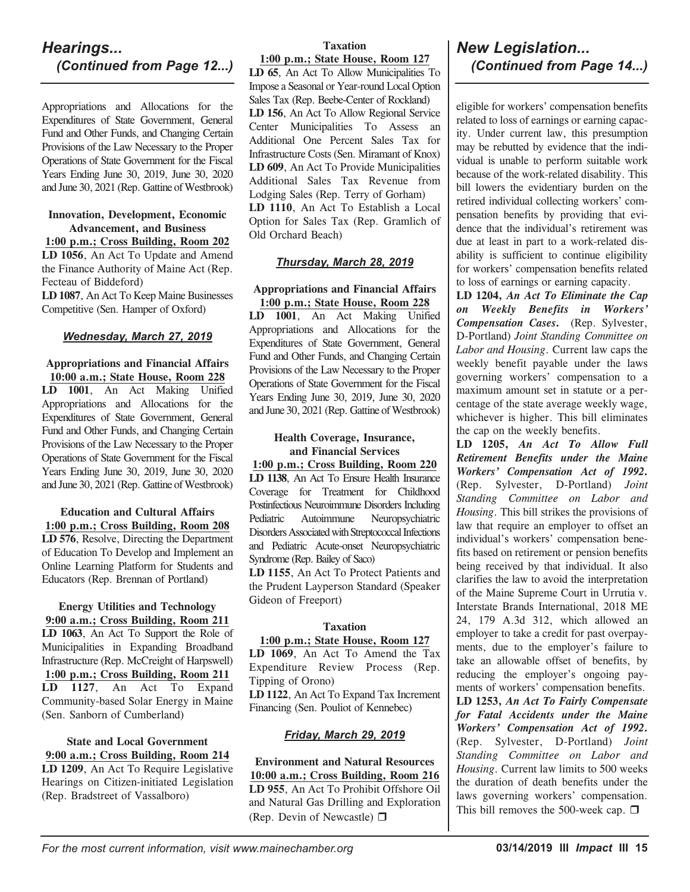## *Hearings... (Continued from Page 12...)*

Appropriations and Allocations for the Expenditures of State Government, General Fund and Other Funds, and Changing Certain Provisions of the Law Necessary to the Proper Operations of State Government for the Fiscal Years Ending June 30, 2019, June 30, 2020 and June 30, 2021 (Rep. Gattine of Westbrook)

**Innovation, Development, Economic Advancement, and Business**
**1:00 p.m.; Cross Building, Room 202**

**LD 1056**, An Act To Update and Amend the Finance Authority of Maine Act (Rep. Fecteau of Biddeford)

**LD 1087**, An Act To Keep Maine Businesses Competitive (Sen. Hamper of Oxford)

### *Wednesday, March 27, 2019*

**Appropriations and Financial Affairs**
**10:00 a.m.; State House, Room 228**

**LD 1001**, An Act Making Unified Appropriations and Allocations for the Expenditures of State Government, General Fund and Other Funds, and Changing Certain Provisions of the Law Necessary to the Proper Operations of State Government for the Fiscal Years Ending June 30, 2019, June 30, 2020 and June 30, 2021 (Rep. Gattine of Westbrook)

**Education and Cultural Affairs**
**1:00 p.m.; Cross Building, Room 208**

**LD 576**, Resolve, Directing the Department of Education To Develop and Implement an Online Learning Platform for Students and Educators (Rep. Brennan of Portland)

**Energy Utilities and Technology**
**9:00 a.m.; Cross Building, Room 211**

**LD 1063**, An Act To Support the Role of Municipalities in Expanding Broadband Infrastructure (Rep. McCreight of Harpswell)

**1:00 p.m.; Cross Building, Room 211**

**LD 1127**, An Act To Expand Community-based Solar Energy in Maine (Sen. Sanborn of Cumberland)

**State and Local Government**
**9:00 a.m.; Cross Building, Room 214**

**LD 1209**, An Act To Require Legislative Hearings on Citizen-initiated Legislation (Rep. Bradstreet of Vassalboro)

**Taxation**
**1:00 p.m.; State House, Room 127**

**LD 65**, An Act To Allow Municipalities To Impose a Seasonal or Year-round Local Option Sales Tax (Rep. Beebe-Center of Rockland)

**LD 156**, An Act To Allow Regional Service Center Municipalities To Assess an Additional One Percent Sales Tax for Infrastructure Costs (Sen. Miramant of Knox)

**LD 609**, An Act To Provide Municipalities Additional Sales Tax Revenue from Lodging Sales (Rep. Terry of Gorham)

**LD 1110**, An Act To Establish a Local Option for Sales Tax (Rep. Gramlich of Old Orchard Beach)

### *Thursday, March 28, 2019*

**Appropriations and Financial Affairs**
**1:00 p.m.; State House, Room 228**

**LD 1001**, An Act Making Unified Appropriations and Allocations for the Expenditures of State Government, General Fund and Other Funds, and Changing Certain Provisions of the Law Necessary to the Proper Operations of State Government for the Fiscal Years Ending June 30, 2019, June 30, 2020 and June 30, 2021 (Rep. Gattine of Westbrook)

**Health Coverage, Insurance, and Financial Services**
**1:00 p.m.; Cross Building, Room 220**

**LD 1138**, An Act To Ensure Health Insurance Coverage for Treatment for Childhood Postinfectious Neuroimmune Disorders Including Pediatric Autoimmune Neuropsychiatric Disorders Associated with Streptococcal Infections and Pediatric Acute-onset Neuropsychiatric Syndrome (Rep. Bailey of Saco)

**LD 1155**, An Act To Protect Patients and the Prudent Layperson Standard (Speaker Gideon of Freeport)

**Taxation**
**1:00 p.m.; State House, Room 127**

**LD 1069**, An Act To Amend the Tax Expenditure Review Process (Rep. Tipping of Orono)

**LD 1122**, An Act To Expand Tax Increment Financing (Sen. Pouliot of Kennebec)

### *Friday, March 29, 2019*

**Environment and Natural Resources**
**10:00 a.m.; Cross Building, Room 216**

**LD 955**, An Act To Prohibit Offshore Oil and Natural Gas Drilling and Exploration (Rep. Devin of Newcastle) ❐

## *New Legislation... (Continued from Page 14...)*

eligible for workers' compensation benefits related to loss of earnings or earning capacity. Under current law, this presumption may be rebutted by evidence that the individual is unable to perform suitable work because of the work-related disability. This bill lowers the evidentiary burden on the retired individual collecting workers' compensation benefits by providing that evidence that the individual's retirement was due at least in part to a work-related disability is sufficient to continue eligibility for workers' compensation benefits related to loss of earnings or earning capacity.

**LD 1204,** ***An Act To Eliminate the Cap on Weekly Benefits in Workers' Compensation Cases.*** (Rep. Sylvester, D-Portland) *Joint Standing Committee on Labor and Housing*. Current law caps the weekly benefit payable under the laws governing workers' compensation to a maximum amount set in statute or a percentage of the state average weekly wage, whichever is higher. This bill eliminates the cap on the weekly benefits.

**LD 1205,** ***An Act To Allow Full Retirement Benefits under the Maine Workers' Compensation Act of 1992.*** (Rep. Sylvester, D-Portland) *Joint Standing Committee on Labor and Housing*. This bill strikes the provisions of law that require an employer to offset an individual's workers' compensation benefits based on retirement or pension benefits being received by that individual. It also clarifies the law to avoid the interpretation of the Maine Supreme Court in Urrutia v. Interstate Brands International, 2018 ME 24, 179 A.3d 312, which allowed an employer to take a credit for past overpayments, due to the employer's failure to take an allowable offset of benefits, by reducing the employer's ongoing payments of workers' compensation benefits.

**LD 1253,** ***An Act To Fairly Compensate for Fatal Accidents under the Maine Workers' Compensation Act of 1992.*** (Rep. Sylvester, D-Portland) *Joint Standing Committee on Labor and Housing*. Current law limits to 500 weeks the duration of death benefits under the laws governing workers' compensation. This bill removes the 500-week cap. ❐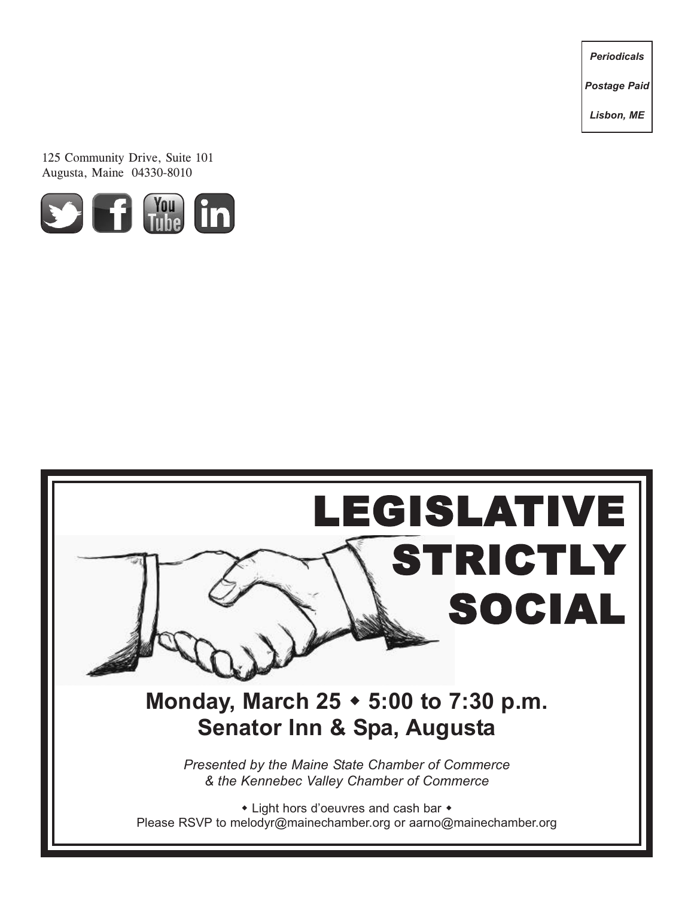*Periodicals*

*Postage Paid*

*Lisbon, ME*

125 Community Drive, Suite 101
Augusta, Maine 04330-8010

# LEGISLATIVE STRICTLY SOCIAL

## Monday, March 25 • 5:00 to 7:30 p.m.
## Senator Inn & Spa, Augusta

*Presented by the Maine State Chamber of Commerce*
*& the Kennebec Valley Chamber of Commerce*

• Light hors d'oeuvres and cash bar •
Please RSVP to melodyr@mainechamber.org or aarno@mainechamber.org